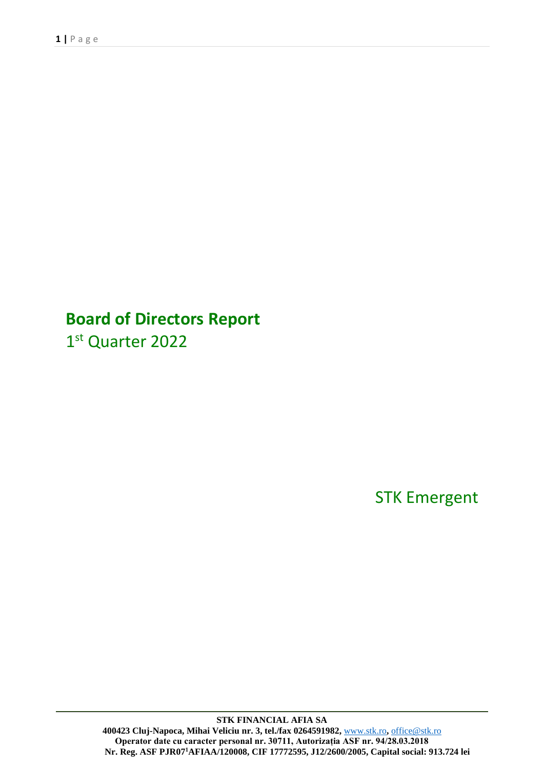# Board of Directors Report

1st Quarter 2022

STK Emergent

**STK FINANCIAL AFIA SA**

**400423 Cluj-Napoca, Mihai Veliciu nr. 3, tel./fax 0264591982, www.stk.ro, office@stk.ro**
**Operator date cu caracter personal nr. 30711, Autorizația ASF nr. 94/28.03.2018**
**Nr. Reg. ASF PJR07[1]AFIAA/120008, CIF 17772595, J12/2600/2005, Capital social: 913.724 lei**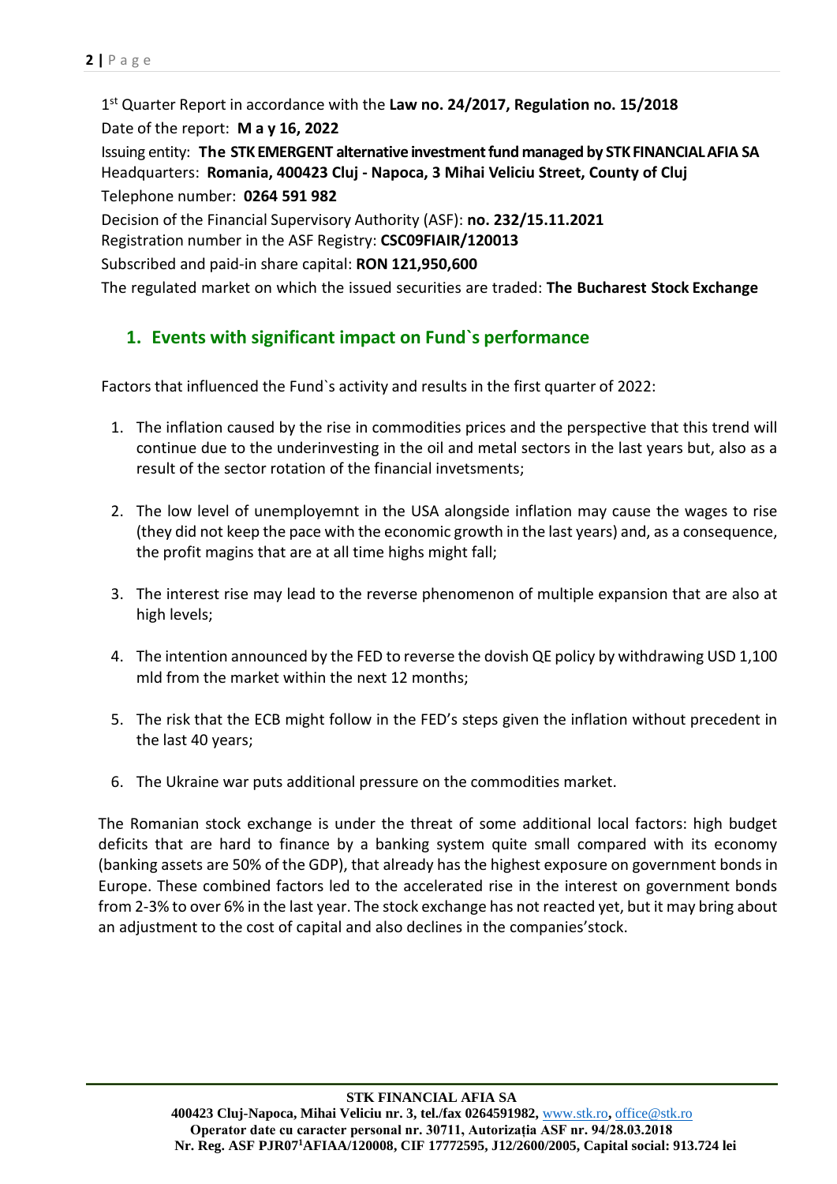1st Quarter Report in accordance with the **Law no. 24/2017, Regulation no. 15/2018**

Date of the report: **M a y 16, 2022**

Issuing entity: **The STK EMERGENT alternative investment fund managed by STK FINANCIAL AFIA SA**

Headquarters: **Romania, 400423 Cluj - Napoca, 3 Mihai Veliciu Street, County of Cluj**

Telephone number: **0264 591 982**

Decision of the Financial Supervisory Authority (ASF): **no. 232/15.11.2021**

Registration number in the ASF Registry: **CSC09FIAIR/120013**

Subscribed and paid-in share capital: **RON 121,950,600**

The regulated market on which the issued securities are traded: **The Bucharest Stock Exchange**

## 1. Events with significant impact on Fund`s performance

Factors that influenced the Fund`s activity and results in the first quarter of 2022:

1. The inflation caused by the rise in commodities prices and the perspective that this trend will continue due to the underinvesting in the oil and metal sectors in the last years but, also as a result of the sector rotation of the financial invetsments;
2. The low level of unemployemnt in the USA alongside inflation may cause the wages to rise (they did not keep the pace with the economic growth in the last years) and, as a consequence, the profit magins that are at all time highs might fall;
3. The interest rise may lead to the reverse phenomenon of multiple expansion that are also at high levels;
4. The intention announced by the FED to reverse the dovish QE policy by withdrawing USD 1,100 mld from the market within the next 12 months;
5. The risk that the ECB might follow in the FED's steps given the inflation without precedent in the last 40 years;
6. The Ukraine war puts additional pressure on the commodities market.

The Romanian stock exchange is under the threat of some additional local factors: high budget deficits that are hard to finance by a banking system quite small compared with its economy (banking assets are 50% of the GDP), that already has the highest exposure on government bonds in Europe. These combined factors led to the accelerated rise in the interest on government bonds from 2-3% to over 6% in the last year. The stock exchange has not reacted yet, but it may bring about an adjustment to the cost of capital and also declines in the companies'stock.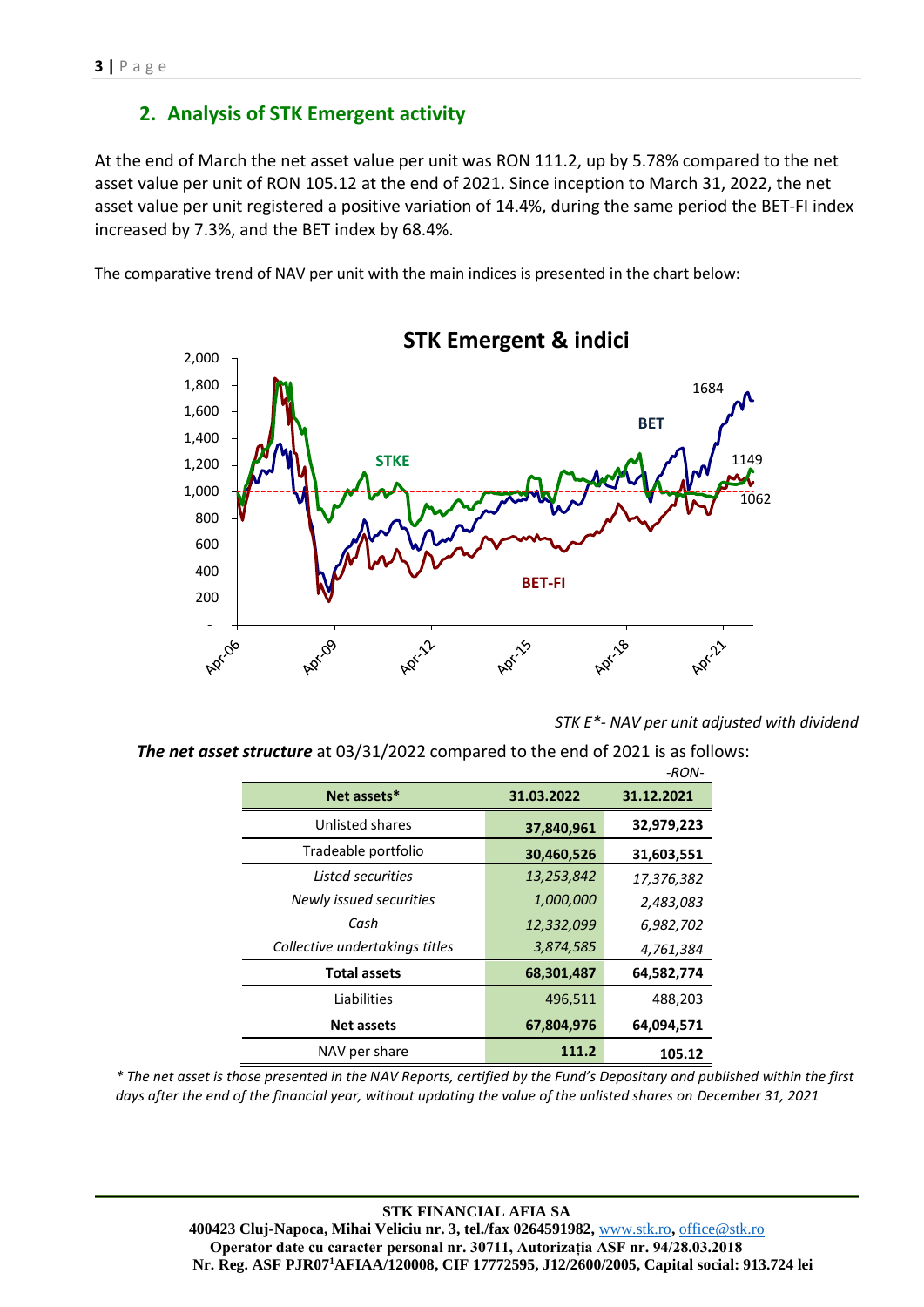## 2. Analysis of STK Emergent activity

At the end of March the net asset value per unit was RON 111.2, up by 5.78% compared to the net asset value per unit of RON 105.12 at the end of 2021. Since inception to March 31, 2022, the net asset value per unit registered a positive variation of 14.4%, during the same period the BET-FI index increased by 7.3%, and the BET index by 68.4%.

The comparative trend of NAV per unit with the main indices is presented in the chart below:

*STK E*- NAV per unit adjusted with dividend*

***The net asset structure*** at 03/31/2022 compared to the end of 2021 is as follows:

-RON-

| Net assets* | 31.03.2022 | 31.12.2021 |
|---|---|---|
| Unlisted shares | **37,840,961** | **32,979,223** |
| Tradeable portfolio | **30,460,526** | **31,603,551** |
| *Listed securities* | *13,253,842* | *17,376,382* |
| *Newly issued securities* | *1,000,000* | *2,483,083* |
| *Cash* | *12,332,099* | *6,982,702* |
| *Collective undertakings titles* | *3,874,585* | *4,761,384* |
| **Total assets** | **68,301,487** | **64,582,774** |
| Liabilities | 496,511 | 488,203 |
| **Net assets** | **67,804,976** | **64,094,571** |
| NAV per share | **111.2** | **105.12** |

*\* The net asset is those presented in the NAV Reports, certified by the Fund's Depositary and published within the first days after the end of the financial year, without updating the value of the unlisted shares on December 31, 2021*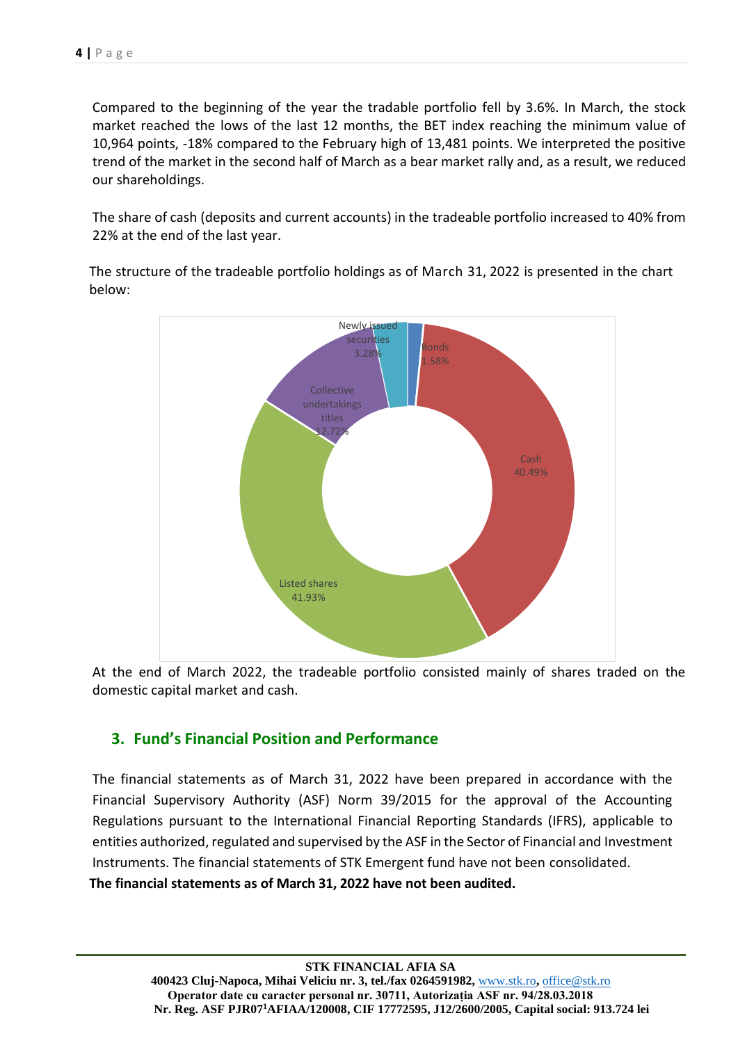Compared to the beginning of the year the tradable portfolio fell by 3.6%. In March, the stock market reached the lows of the last 12 months, the BET index reaching the minimum value of 10,964 points, -18% compared to the February high of 13,481 points. We interpreted the positive trend of the market in the second half of March as a bear market rally and, as a result, we reduced our shareholdings.

The share of cash (deposits and current accounts) in the tradeable portfolio increased to 40% from 22% at the end of the last year.

The structure of the tradeable portfolio holdings as of March 31, 2022 is presented in the chart below:

| Category | Share |
| --- | --- |
| Bonds | 1.58% |
| Cash | 40.49% |
| Listed shares | 41.93% |
| Collective undertakings titles | 12.72% |
| Newly issued securities | 3.28% |

At the end of March 2022, the tradeable portfolio consisted mainly of shares traded on the domestic capital market and cash.

## 3. Fund's Financial Position and Performance

The financial statements as of March 31, 2022 have been prepared in accordance with the Financial Supervisory Authority (ASF) Norm 39/2015 for the approval of the Accounting Regulations pursuant to the International Financial Reporting Standards (IFRS), applicable to entities authorized, regulated and supervised by the ASF in the Sector of Financial and Investment Instruments. The financial statements of STK Emergent fund have not been consolidated.

**The financial statements as of March 31, 2022 have not been audited.**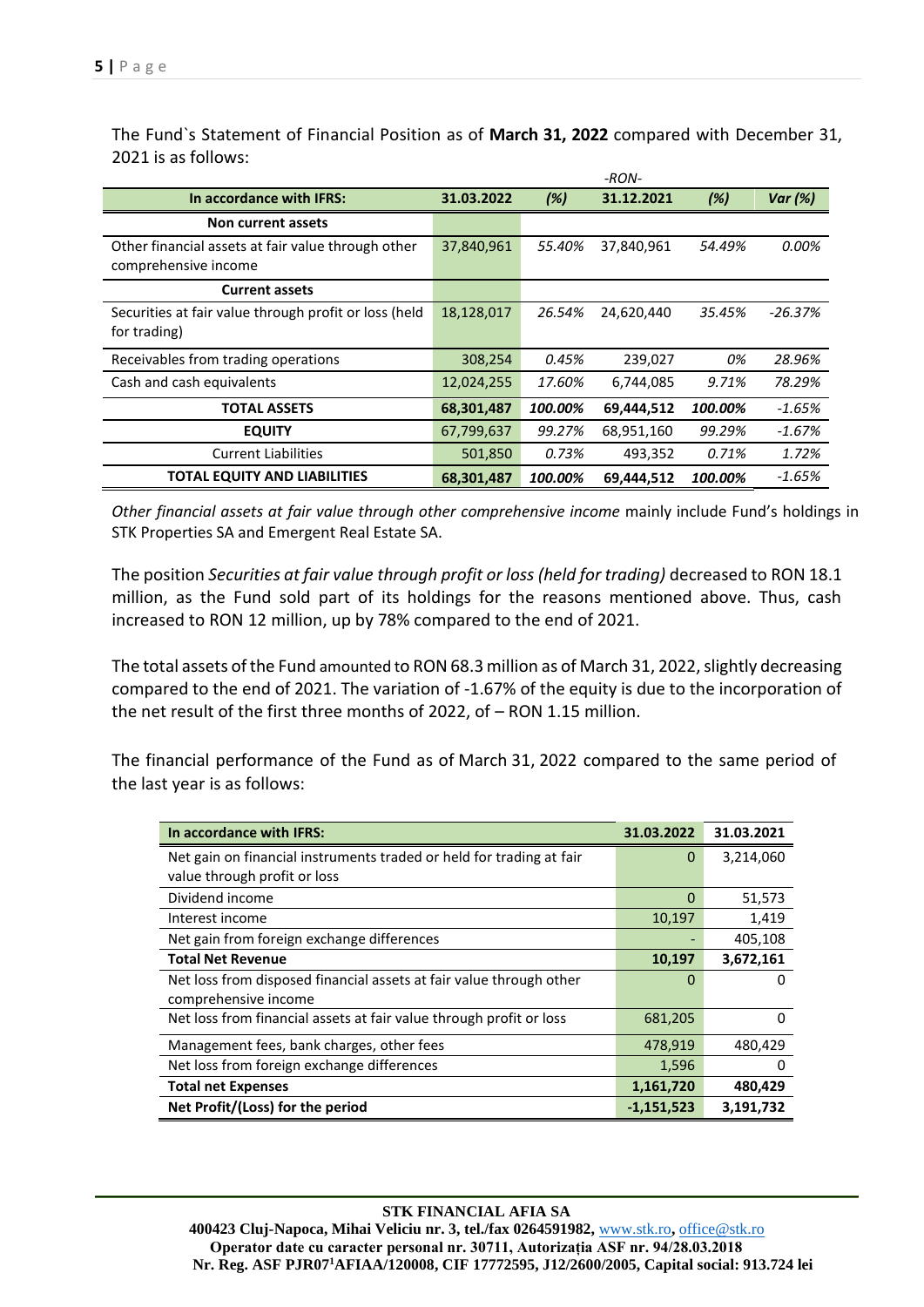The Fund`s Statement of Financial Position as of **March 31, 2022** compared with December 31, 2021 is as follows:

*-RON-*

| In accordance with IFRS: | 31.03.2022 | (%) | 31.12.2021 | (%) | Var (%) |
|---|---|---|---|---|---|
| **Non current assets** | | | | | |
| Other financial assets at fair value through other comprehensive income | 37,840,961 | *55.40%* | 37,840,961 | *54.49%* | *0.00%* |
| **Current assets** | | | | | |
| Securities at fair value through profit or loss (held for trading) | 18,128,017 | *26.54%* | 24,620,440 | *35.45%* | *-26.37%* |
| Receivables from trading operations | 308,254 | *0.45%* | 239,027 | *0%* | *28.96%* |
| Cash and cash equivalents | 12,024,255 | *17.60%* | 6,744,085 | *9.71%* | *78.29%* |
| **TOTAL ASSETS** | **68,301,487** | ***100.00%*** | **69,444,512** | ***100.00%*** | *-1.65%* |
| **EQUITY** | 67,799,637 | *99.27%* | 68,951,160 | *99.29%* | *-1.67%* |
| Current Liabilities | 501,850 | *0.73%* | 493,352 | *0.71%* | *1.72%* |
| **TOTAL EQUITY AND LIABILITIES** | **68,301,487** | ***100.00%*** | **69,444,512** | ***100.00%*** | *-1.65%* |

*Other financial assets at fair value through other comprehensive income* mainly include Fund's holdings in STK Properties SA and Emergent Real Estate SA.

The position *Securities at fair value through profit or loss (held for trading)* decreased to RON 18.1 million, as the Fund sold part of its holdings for the reasons mentioned above. Thus, cash increased to RON 12 million, up by 78% compared to the end of 2021.

The total assets of the Fund amounted to RON 68.3 million as of March 31, 2022, slightly decreasing compared to the end of 2021. The variation of -1.67% of the equity is due to the incorporation of the net result of the first three months of 2022, of – RON 1.15 million.

The financial performance of the Fund as of March 31, 2022 compared to the same period of the last year is as follows:

| In accordance with IFRS: | 31.03.2022 | 31.03.2021 |
|---|---|---|
| Net gain on financial instruments traded or held for trading at fair value through profit or loss | 0 | 3,214,060 |
| Dividend income | 0 | 51,573 |
| Interest income | 10,197 | 1,419 |
| Net gain from foreign exchange differences | - | 405,108 |
| **Total Net Revenue** | **10,197** | **3,672,161** |
| Net loss from disposed financial assets at fair value through other comprehensive income | 0 | 0 |
| Net loss from financial assets at fair value through profit or loss | 681,205 | 0 |
| Management fees, bank charges, other fees | 478,919 | 480,429 |
| Net loss from foreign exchange differences | 1,596 | 0 |
| **Total net Expenses** | **1,161,720** | **480,429** |
| **Net Profit/(Loss) for the period** | **-1,151,523** | **3,191,732** |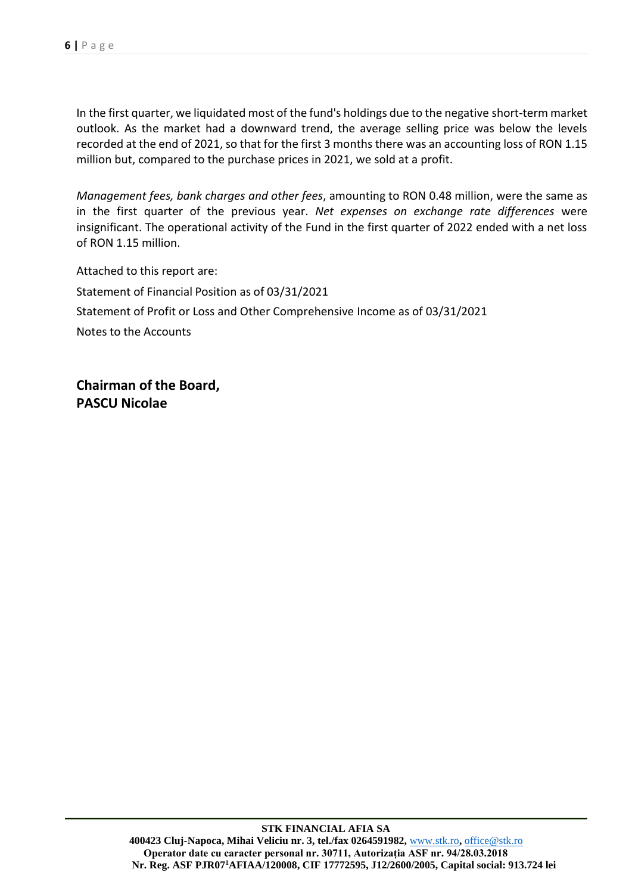In the first quarter, we liquidated most of the fund's holdings due to the negative short-term market outlook. As the market had a downward trend, the average selling price was below the levels recorded at the end of 2021, so that for the first 3 months there was an accounting loss of RON 1.15 million but, compared to the purchase prices in 2021, we sold at a profit.

*Management fees, bank charges and other fees*, amounting to RON 0.48 million, were the same as in the first quarter of the previous year. *Net expenses on exchange rate differences* were insignificant. The operational activity of the Fund in the first quarter of 2022 ended with a net loss of RON 1.15 million.

Attached to this report are:

Statement of Financial Position as of 03/31/2021

Statement of Profit or Loss and Other Comprehensive Income as of 03/31/2021

Notes to the Accounts

**Chairman of the Board,**
**PASCU Nicolae**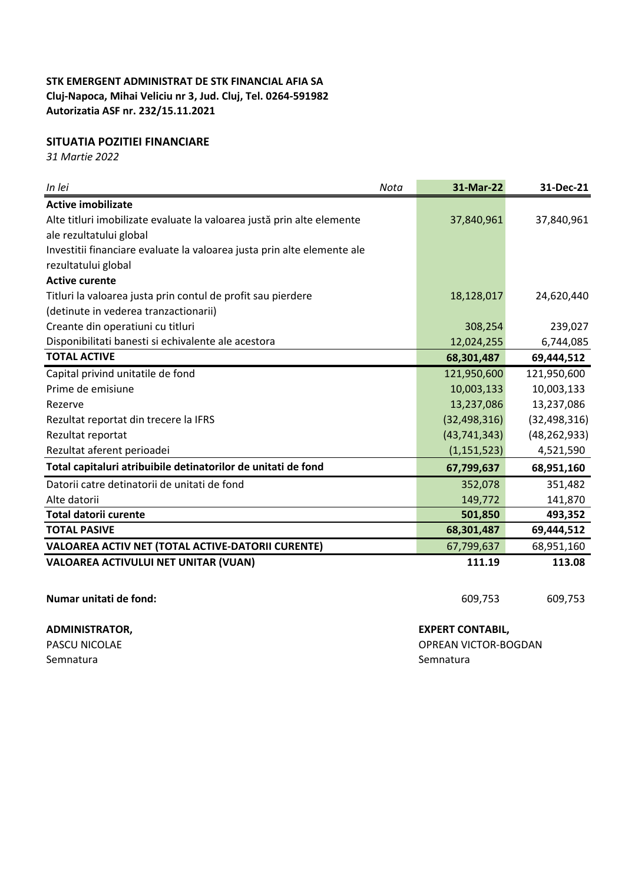**STK EMERGENT ADMINISTRAT DE STK FINANCIAL AFIA SA**
**Cluj-Napoca, Mihai Veliciu nr 3, Jud. Cluj, Tel. 0264-591982**
**Autorizatia ASF nr. 232/15.11.2021**

## SITUATIA POZITIEI FINANCIARE

*31 Martie 2022*

| *In lei* | *Nota* | 31-Mar-22 | 31-Dec-21 |
|---|---|---|---|
| **Active imobilizate** | | | |
| Alte titluri imobilizate evaluate la valoarea justă prin alte elemente ale rezultatului global | | 37,840,961 | 37,840,961 |
| Investitii financiare evaluate la valoarea justa prin alte elemente ale rezultatului global | | | |
| **Active curente** | | | |
| Titluri la valoarea justa prin contul de profit sau pierdere (detinute in vederea tranzactionarii) | | 18,128,017 | 24,620,440 |
| Creante din operatiuni cu titluri | | 308,254 | 239,027 |
| Disponibilitati banesti si echivalente ale acestora | | 12,024,255 | 6,744,085 |
| **TOTAL ACTIVE** | | **68,301,487** | **69,444,512** |
| Capital privind unitatile de fond | | 121,950,600 | 121,950,600 |
| Prime de emisiune | | 10,003,133 | 10,003,133 |
| Rezerve | | 13,237,086 | 13,237,086 |
| Rezultat reportat din trecere la IFRS | | (32,498,316) | (32,498,316) |
| Rezultat reportat | | (43,741,343) | (48,262,933) |
| Rezultat aferent perioadei | | (1,151,523) | 4,521,590 |
| **Total capitaluri atribuibile detinatorilor de unitati de fond** | | **67,799,637** | **68,951,160** |
| Datorii catre detinatorii de unitati de fond | | 352,078 | 351,482 |
| Alte datorii | | 149,772 | 141,870 |
| **Total datorii curente** | | **501,850** | **493,352** |
| **TOTAL PASIVE** | | **68,301,487** | **69,444,512** |
| **VALOAREA ACTIV NET (TOTAL ACTIVE-DATORII CURENTE)** | | 67,799,637 | 68,951,160 |
| **VALOAREA ACTIVULUI NET UNITAR (VUAN)** | | **111.19** | **113.08** |
| | | | |
| **Numar unitati de fond:** | | 609,753 | 609,753 |

**ADMINISTRATOR,**
PASCU NICOLAE
Semnatura

**EXPERT CONTABIL,**
OPREAN VICTOR-BOGDAN
Semnatura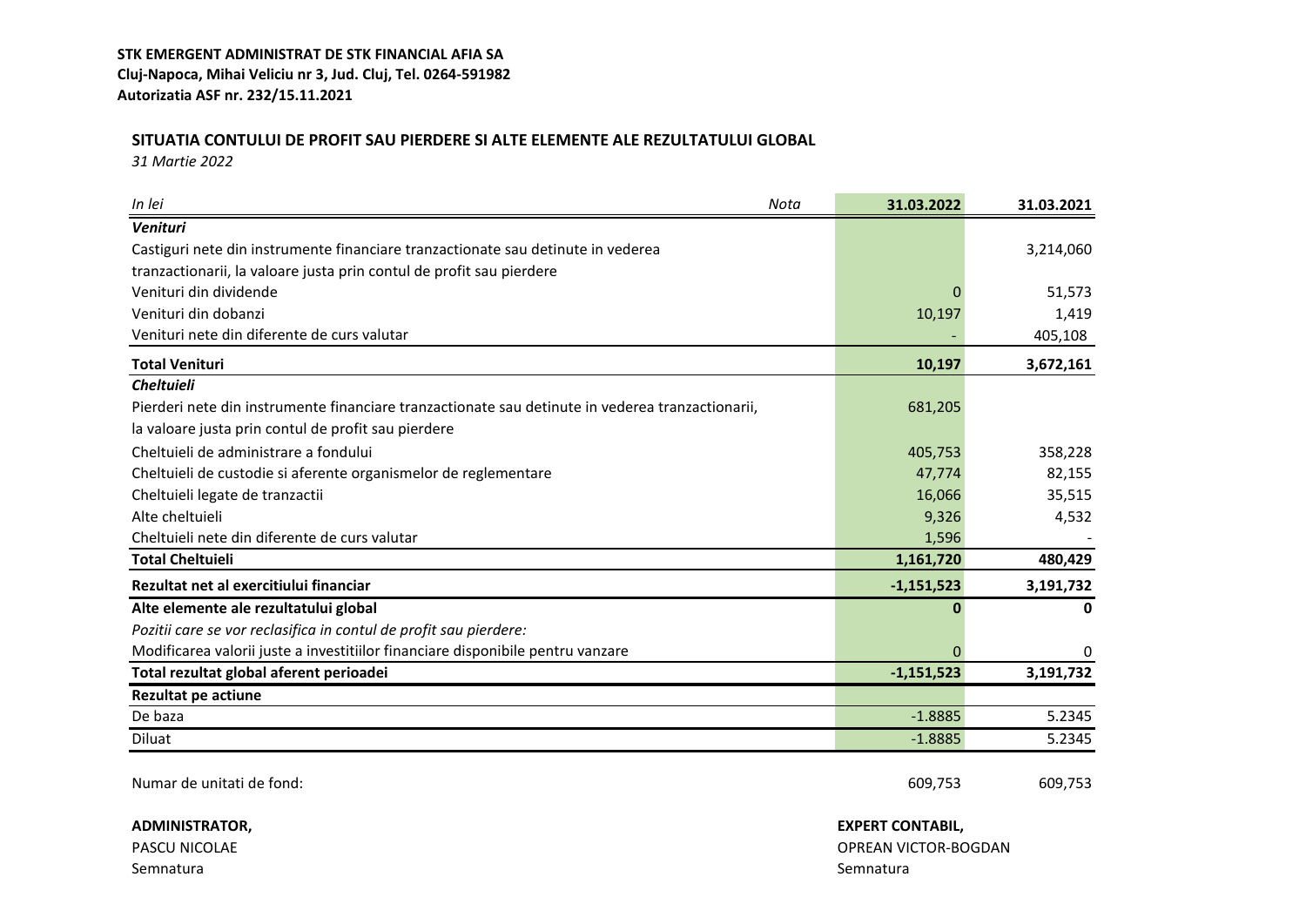**STK EMERGENT ADMINISTRAT DE STK FINANCIAL AFIA SA**
**Cluj-Napoca, Mihai Veliciu nr 3, Jud. Cluj, Tel. 0264-591982**
**Autorizatia ASF nr. 232/15.11.2021**

## SITUATIA CONTULUI DE PROFIT SAU PIERDERE SI ALTE ELEMENTE ALE REZULTATULUI GLOBAL

*31 Martie 2022*

| *In lei* | *Nota* | 31.03.2022 | 31.03.2021 |
|---|---|---|---|
| ***Venituri*** | | | |
| Castiguri nete din instrumente financiare tranzactionate sau detinute in vederea tranzactionarii, la valoare justa prin contul de profit sau pierdere | | | 3,214,060 |
| Venituri din dividende | | 0 | 51,573 |
| Venituri din dobanzi | | 10,197 | 1,419 |
| Venituri nete din diferente de curs valutar | | - | 405,108 |
| **Total Venituri** | | **10,197** | **3,672,161** |
| ***Cheltuieli*** | | | |
| Pierderi nete din instrumente financiare tranzactionate sau detinute in vederea tranzactionarii, la valoare justa prin contul de profit sau pierdere | | 681,205 | |
| Cheltuieli de administrare a fondului | | 405,753 | 358,228 |
| Cheltuieli de custodie si aferente organismelor de reglementare | | 47,774 | 82,155 |
| Cheltuieli legate de tranzactii | | 16,066 | 35,515 |
| Alte cheltuieli | | 9,326 | 4,532 |
| Cheltuieli nete din diferente de curs valutar | | 1,596 | - |
| **Total Cheltuieli** | | **1,161,720** | **480,429** |
| **Rezultat net al exercitiului financiar** | | **-1,151,523** | **3,191,732** |
| **Alte elemente ale rezultatului global** | | **0** | **0** |
| *Pozitii care se vor reclasifica in contul de profit sau pierdere:* | | | |
| Modificarea valorii juste a investitiilor financiare disponibile pentru vanzare | | 0 | 0 |
| **Total rezultat global aferent perioadei** | | **-1,151,523** | **3,191,732** |
| **Rezultat pe actiune** | | | |
| De baza | | -1.8885 | 5.2345 |
| Diluat | | -1.8885 | 5.2345 |

| | | | |
|---|---|---|---|
| Numar de unitati de fond: | | 609,753 | 609,753 |

**ADMINISTRATOR,**
PASCU NICOLAE
Semnatura

**EXPERT CONTABIL,**
OPREAN VICTOR-BOGDAN
Semnatura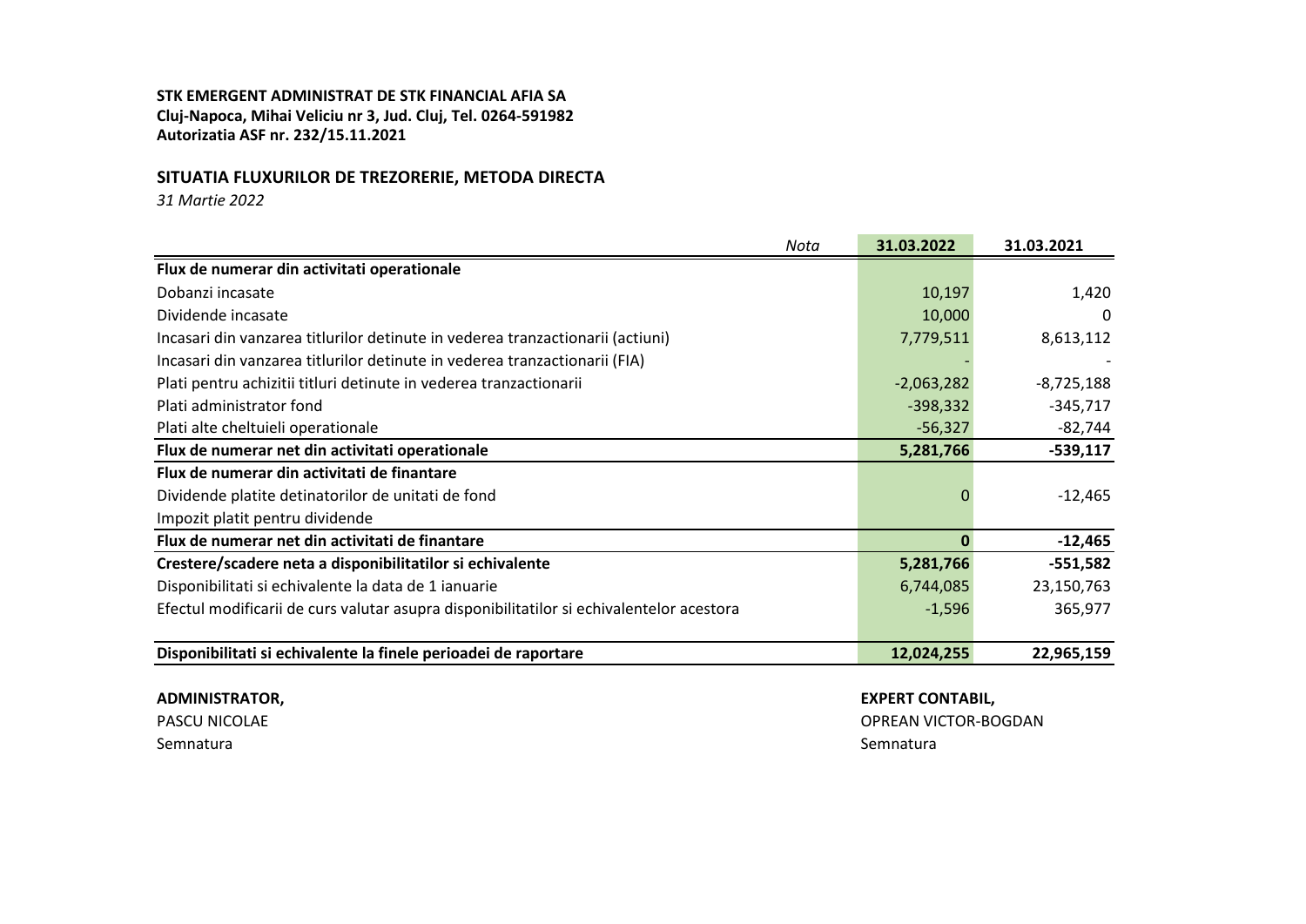**STK EMERGENT ADMINISTRAT DE STK FINANCIAL AFIA SA**
**Cluj-Napoca, Mihai Veliciu nr 3, Jud. Cluj, Tel. 0264-591982**
**Autorizatia ASF nr. 232/15.11.2021**

## SITUATIA FLUXURILOR DE TREZORERIE, METODA DIRECTA

*31 Martie 2022*

| | *Nota* | 31.03.2022 | 31.03.2021 |
|---|---|---|---|
| **Flux de numerar din activitati operationale** | | | |
| Dobanzi incasate | | 10,197 | 1,420 |
| Dividende incasate | | 10,000 | 0 |
| Incasari din vanzarea titlurilor detinute in vederea tranzactionarii (actiuni) | | 7,779,511 | 8,613,112 |
| Incasari din vanzarea titlurilor detinute in vederea tranzactionarii (FIA) | | - | - |
| Plati pentru achizitii titluri detinute in vederea tranzactionarii | | -2,063,282 | -8,725,188 |
| Plati administrator fond | | -398,332 | -345,717 |
| Plati alte cheltuieli operationale | | -56,327 | -82,744 |
| **Flux de numerar net din activitati operationale** | | **5,281,766** | **-539,117** |
| **Flux de numerar din activitati de finantare** | | | |
| Dividende platite detinatorilor de unitati de fond | | 0 | -12,465 |
| Impozit platit pentru dividende | | | |
| **Flux de numerar net din activitati de finantare** | | **0** | **-12,465** |
| **Crestere/scadere neta a disponibilitatilor si echivalente** | | **5,281,766** | **-551,582** |
| Disponibilitati si echivalente la data de 1 ianuarie | | 6,744,085 | 23,150,763 |
| Efectul modificarii de curs valutar asupra disponibilitatilor si echivalentelor acestora | | -1,596 | 365,977 |
| **Disponibilitati si echivalente la finele perioadei de raportare** | | **12,024,255** | **22,965,159** |

**ADMINISTRATOR,**
PASCU NICOLAE
Semnatura

**EXPERT CONTABIL,**
OPREAN VICTOR-BOGDAN
Semnatura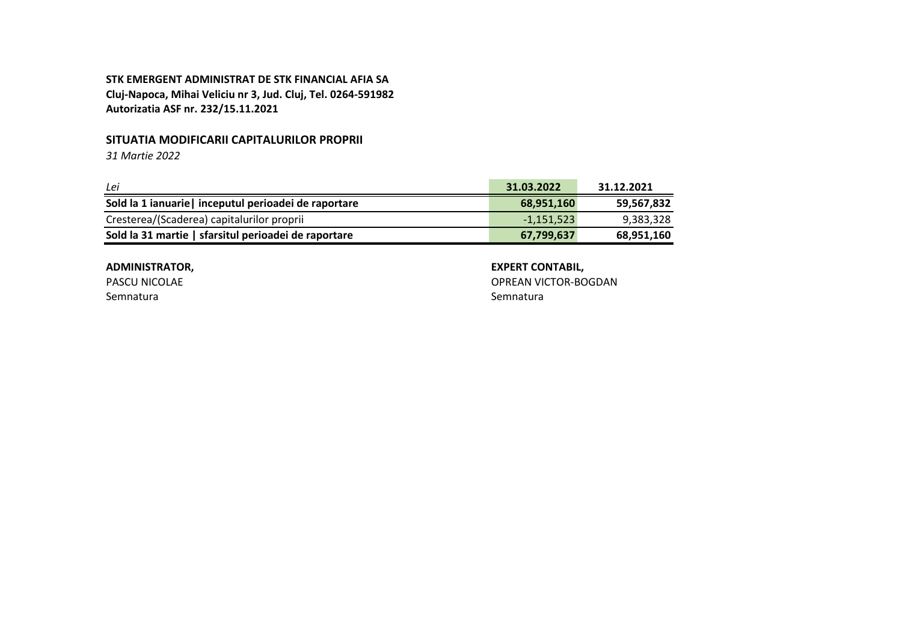**STK EMERGENT ADMINISTRAT DE STK FINANCIAL AFIA SA**
**Cluj-Napoca, Mihai Veliciu nr 3, Jud. Cluj, Tel. 0264-591982**
**Autorizatia ASF nr. 232/15.11.2021**

## SITUATIA MODIFICARII CAPITALURILOR PROPRII

*31 Martie 2022*

| *Lei* | 31.03.2022 | 31.12.2021 |
|---|---|---|
| **Sold la 1 ianuarie\| inceputul perioadei de raportare** | **68,951,160** | **59,567,832** |
| Cresterea/(Scaderea) capitalurilor proprii | -1,151,523 | 9,383,328 |
| **Sold la 31 martie \| sfarsitul perioadei de raportare** | **67,799,637** | **68,951,160** |

**ADMINISTRATOR,**
PASCU NICOLAE
Semnatura

**EXPERT CONTABIL,**
OPREAN VICTOR-BOGDAN
Semnatura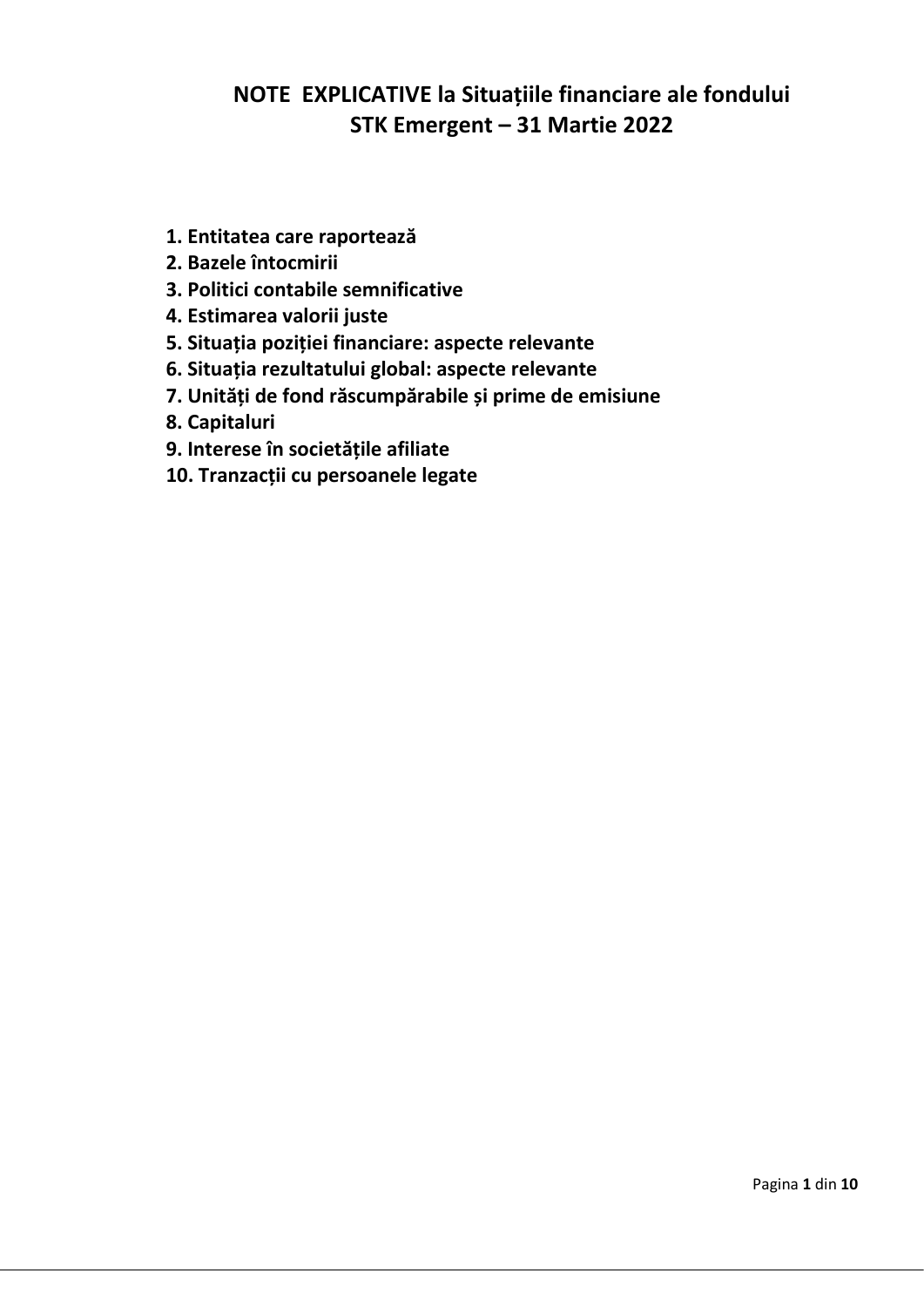# NOTE EXPLICATIVE la Situațiile financiare ale fondului STK Emergent – 31 Martie 2022

**1. Entitatea care raportează**
**2. Bazele întocmirii**
**3. Politici contabile semnificative**
**4. Estimarea valorii juste**
**5. Situația poziției financiare: aspecte relevante**
**6. Situația rezultatului global: aspecte relevante**
**7. Unități de fond răscumpărabile și prime de emisiune**
**8. Capitaluri**
**9. Interese în societățile afiliate**
**10. Tranzacții cu persoanele legate**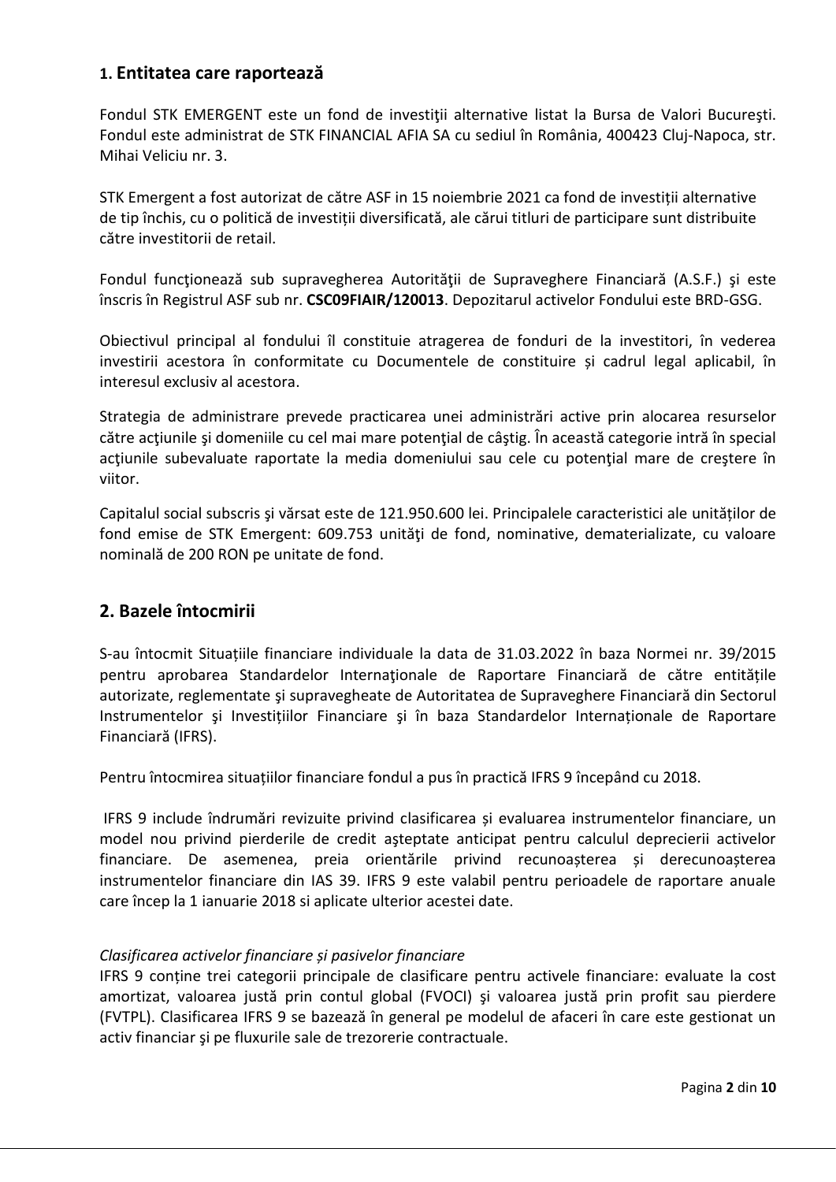## 1. Entitatea care raportează

Fondul STK EMERGENT este un fond de investiţii alternative listat la Bursa de Valori Bucureşti. Fondul este administrat de STK FINANCIAL AFIA SA cu sediul în România, 400423 Cluj-Napoca, str. Mihai Veliciu nr. 3.

STK Emergent a fost autorizat de către ASF in 15 noiembrie 2021 ca fond de investiții alternative de tip închis, cu o politică de investiții diversificată, ale cărui titluri de participare sunt distribuite către investitorii de retail.

Fondul funcţionează sub supravegherea Autorităţii de Supraveghere Financiară (A.S.F.) şi este înscris în Registrul ASF sub nr. **CSC09FIAIR/120013**. Depozitarul activelor Fondului este BRD-GSG.

Obiectivul principal al fondului îl constituie atragerea de fonduri de la investitori, în vederea investirii acestora în conformitate cu Documentele de constituire și cadrul legal aplicabil, în interesul exclusiv al acestora.

Strategia de administrare prevede practicarea unei administrări active prin alocarea resurselor către acţiunile şi domeniile cu cel mai mare potenţial de câştig. În această categorie intră în special acţiunile subevaluate raportate la media domeniului sau cele cu potenţial mare de creştere în viitor.

Capitalul social subscris şi vărsat este de 121.950.600 lei. Principalele caracteristici ale unităților de fond emise de STK Emergent: 609.753 unităţi de fond, nominative, dematerializate, cu valoare nominală de 200 RON pe unitate de fond.

## 2. Bazele întocmirii

S-au întocmit Situațiile financiare individuale la data de 31.03.2022 în baza Normei nr. 39/2015 pentru aprobarea Standardelor Internaţionale de Raportare Financiară de către entitățile autorizate, reglementate şi supravegheate de Autoritatea de Supraveghere Financiară din Sectorul Instrumentelor şi Investițiilor Financiare şi în baza Standardelor Internaționale de Raportare Financiară (IFRS).

Pentru întocmirea situațiilor financiare fondul a pus în practică IFRS 9 începând cu 2018.

IFRS 9 include îndrumări revizuite privind clasificarea și evaluarea instrumentelor financiare, un model nou privind pierderile de credit aşteptate anticipat pentru calculul deprecierii activelor financiare. De asemenea, preia orientările privind recunoașterea și derecunoașterea instrumentelor financiare din IAS 39. IFRS 9 este valabil pentru perioadele de raportare anuale care încep la 1 ianuarie 2018 si aplicate ulterior acestei date.

*Clasificarea activelor financiare și pasivelor financiare*

IFRS 9 conține trei categorii principale de clasificare pentru activele financiare: evaluate la cost amortizat, valoarea justă prin contul global (FVOCI) şi valoarea justă prin profit sau pierdere (FVTPL). Clasificarea IFRS 9 se bazează în general pe modelul de afaceri în care este gestionat un activ financiar şi pe fluxurile sale de trezorerie contractuale.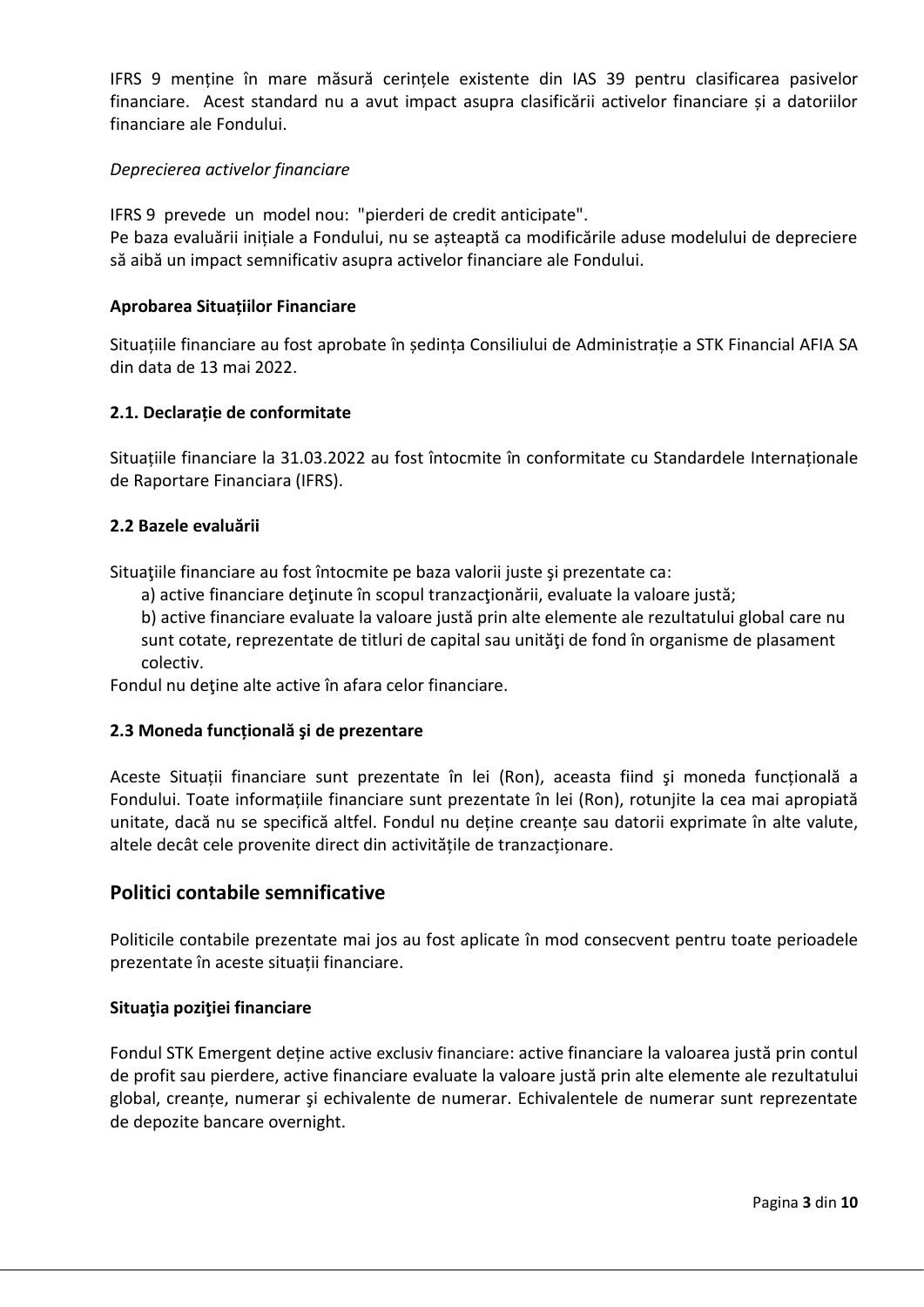IFRS 9 menține în mare măsură cerințele existente din IAS 39 pentru clasificarea pasivelor financiare. Acest standard nu a avut impact asupra clasificării activelor financiare și a datoriilor financiare ale Fondului.

*Deprecierea activelor financiare*

IFRS 9 prevede un model nou: "pierderi de credit anticipate".
Pe baza evaluării inițiale a Fondului, nu se așteaptă ca modificările aduse modelului de depreciere să aibă un impact semnificativ asupra activelor financiare ale Fondului.

**Aprobarea Situațiilor Financiare**

Situațiile financiare au fost aprobate în ședința Consiliului de Administrație a STK Financial AFIA SA din data de 13 mai 2022.

**2.1. Declarație de conformitate**

Situațiile financiare la 31.03.2022 au fost întocmite în conformitate cu Standardele Internaționale de Raportare Financiara (IFRS).

**2.2 Bazele evaluării**

Situaţiile financiare au fost întocmite pe baza valorii juste şi prezentate ca:

a) active financiare deţinute în scopul tranzacţionării, evaluate la valoare justă;

b) active financiare evaluate la valoare justă prin alte elemente ale rezultatului global care nu sunt cotate, reprezentate de titluri de capital sau unităţi de fond în organisme de plasament colectiv.

Fondul nu deţine alte active în afara celor financiare.

**2.3 Moneda funcțională şi de prezentare**

Aceste Situații financiare sunt prezentate în lei (Ron), aceasta fiind şi moneda funcțională a Fondului. Toate informațiile financiare sunt prezentate în lei (Ron), rotunjite la cea mai apropiată unitate, dacă nu se specifică altfel. Fondul nu deține creanțe sau datorii exprimate în alte valute, altele decât cele provenite direct din activitățile de tranzacționare.

## Politici contabile semnificative

Politicile contabile prezentate mai jos au fost aplicate în mod consecvent pentru toate perioadele prezentate în aceste situații financiare.

**Situaţia poziţiei financiare**

Fondul STK Emergent deține active exclusiv financiare: active financiare la valoarea justă prin contul de profit sau pierdere, active financiare evaluate la valoare justă prin alte elemente ale rezultatului global, creanțe, numerar şi echivalente de numerar. Echivalentele de numerar sunt reprezentate de depozite bancare overnight.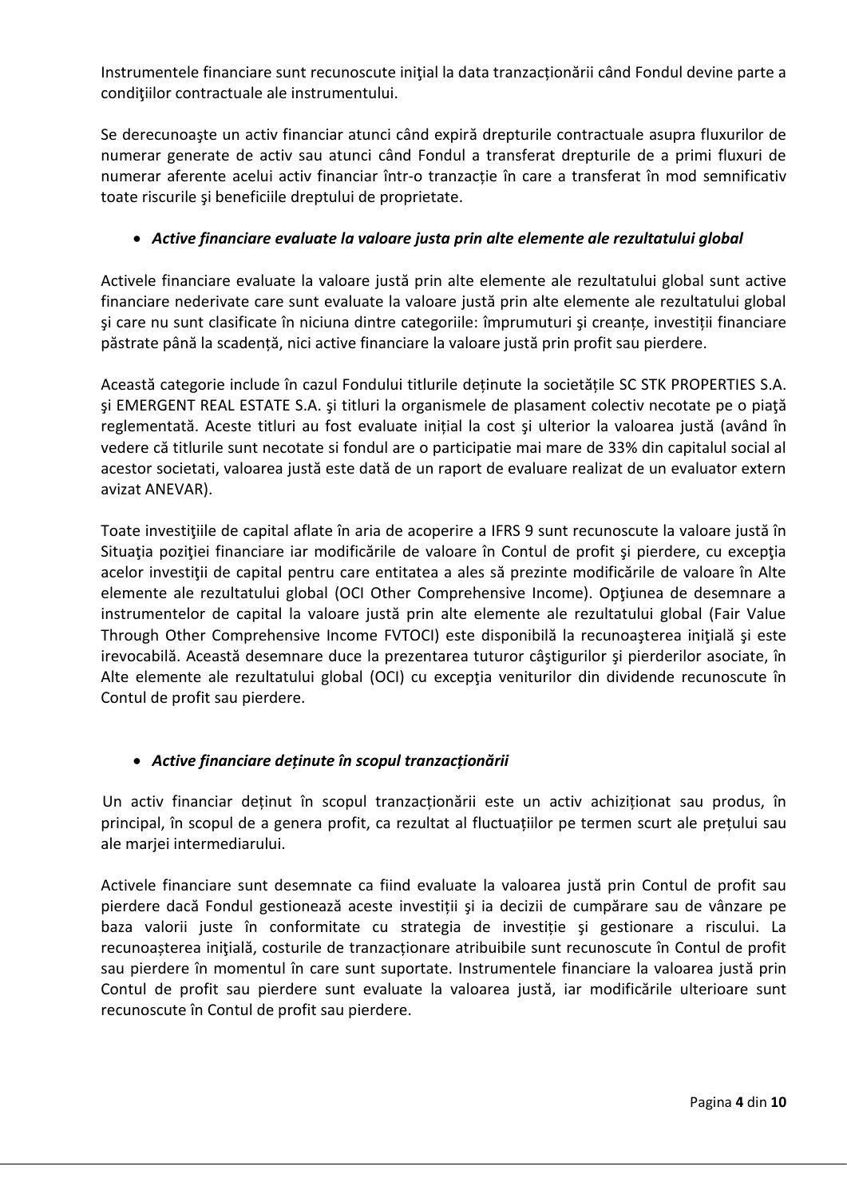Instrumentele financiare sunt recunoscute iniţial la data tranzacționării când Fondul devine parte a condiţiilor contractuale ale instrumentului.

Se derecunoaşte un activ financiar atunci când expiră drepturile contractuale asupra fluxurilor de numerar generate de activ sau atunci când Fondul a transferat drepturile de a primi fluxuri de numerar aferente acelui activ financiar într-o tranzacție în care a transferat în mod semnificativ toate riscurile şi beneficiile dreptului de proprietate.

- ***Active financiare evaluate la valoare justa prin alte elemente ale rezultatului global***

Activele financiare evaluate la valoare justă prin alte elemente ale rezultatului global sunt active financiare nederivate care sunt evaluate la valoare justă prin alte elemente ale rezultatului global şi care nu sunt clasificate în niciuna dintre categoriile: împrumuturi şi creanțe, investiții financiare păstrate până la scadență, nici active financiare la valoare justă prin profit sau pierdere.

Această categorie include în cazul Fondului titlurile deținute la societățile SC STK PROPERTIES S.A. şi EMERGENT REAL ESTATE S.A. şi titluri la organismele de plasament colectiv necotate pe o piaţă reglementată. Aceste titluri au fost evaluate inițial la cost şi ulterior la valoarea justă (având în vedere că titlurile sunt necotate si fondul are o participatie mai mare de 33% din capitalul social al acestor societati, valoarea justă este dată de un raport de evaluare realizat de un evaluator extern avizat ANEVAR).

Toate investiţiile de capital aflate în aria de acoperire a IFRS 9 sunt recunoscute la valoare justă în Situaţia poziţiei financiare iar modificările de valoare în Contul de profit şi pierdere, cu excepţia acelor investiţii de capital pentru care entitatea a ales să prezinte modificările de valoare în Alte elemente ale rezultatului global (OCI Other Comprehensive Income). Opţiunea de desemnare a instrumentelor de capital la valoare justă prin alte elemente ale rezultatului global (Fair Value Through Other Comprehensive Income FVTOCI) este disponibilă la recunoaşterea iniţială şi este irevocabilă. Această desemnare duce la prezentarea tuturor câştigurilor şi pierderilor asociate, în Alte elemente ale rezultatului global (OCI) cu excepţia veniturilor din dividende recunoscute în Contul de profit sau pierdere.

- ***Active financiare deținute în scopul tranzacționării***

Un activ financiar deținut în scopul tranzacționării este un activ achiziționat sau produs, în principal, în scopul de a genera profit, ca rezultat al fluctuațiilor pe termen scurt ale prețului sau ale marjei intermediarului.

Activele financiare sunt desemnate ca fiind evaluate la valoarea justă prin Contul de profit sau pierdere dacă Fondul gestionează aceste investiții şi ia decizii de cumpărare sau de vânzare pe baza valorii juste în conformitate cu strategia de investiție şi gestionare a riscului. La recunoașterea inițială, costurile de tranzacționare atribuibile sunt recunoscute în Contul de profit sau pierdere în momentul în care sunt suportate. Instrumentele financiare la valoarea justă prin Contul de profit sau pierdere sunt evaluate la valoarea justă, iar modificările ulterioare sunt recunoscute în Contul de profit sau pierdere.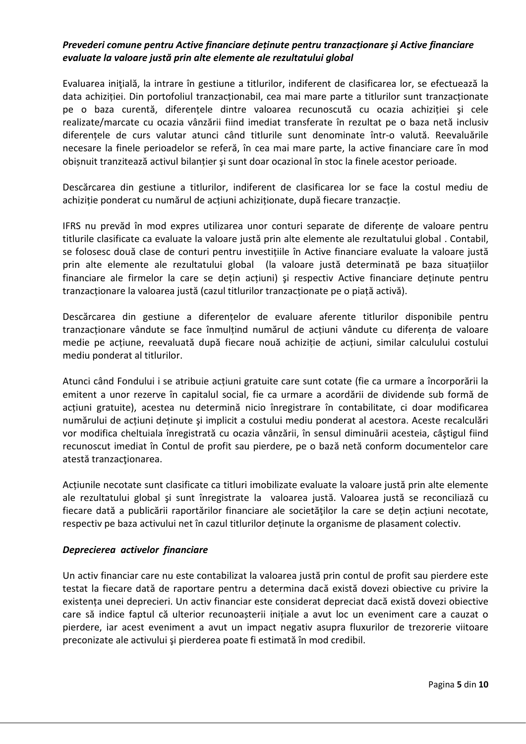***Prevederi comune pentru Active financiare deținute pentru tranzacționare şi Active financiare evaluate la valoare justă prin alte elemente ale rezultatului global***

Evaluarea iniţială, la intrare în gestiune a titlurilor, indiferent de clasificarea lor, se efectuează la data achiziției. Din portofoliul tranzacționabil, cea mai mare parte a titlurilor sunt tranzacționate pe o baza curentă, diferențele dintre valoarea recunoscută cu ocazia achiziției şi cele realizate/marcate cu ocazia vânzării fiind imediat transferate în rezultat pe o baza netă inclusiv diferențele de curs valutar atunci când titlurile sunt denominate într-o valută. Reevaluările necesare la finele perioadelor se referă, în cea mai mare parte, la active financiare care în mod obișnuit tranzitează activul bilanțier şi sunt doar ocazional în stoc la finele acestor perioade.

Descărcarea din gestiune a titlurilor, indiferent de clasificarea lor se face la costul mediu de achiziție ponderat cu numărul de acțiuni achiziționate, după fiecare tranzacție.

IFRS nu prevăd în mod expres utilizarea unor conturi separate de diferențe de valoare pentru titlurile clasificate ca evaluate la valoare justă prin alte elemente ale rezultatului global . Contabil, se folosesc două clase de conturi pentru investițiile în Active financiare evaluate la valoare justă prin alte elemente ale rezultatului global (la valoare justă determinată pe baza situațiilor financiare ale firmelor la care se dețin acțiuni) şi respectiv Active financiare deținute pentru tranzacționare la valoarea justă (cazul titlurilor tranzacționate pe o piață activă).

Descărcarea din gestiune a diferențelor de evaluare aferente titlurilor disponibile pentru tranzacționare vândute se face înmulțind numărul de acțiuni vândute cu diferența de valoare medie pe acțiune, reevaluată după fiecare nouă achiziție de acțiuni, similar calculului costului mediu ponderat al titlurilor.

Atunci când Fondului i se atribuie acțiuni gratuite care sunt cotate (fie ca urmare a încorporării la emitent a unor rezerve în capitalul social, fie ca urmare a acordării de dividende sub formă de acțiuni gratuite), acestea nu determină nicio înregistrare în contabilitate, ci doar modificarea numărului de acțiuni deținute şi implicit a costului mediu ponderat al acestora. Aceste recalculări vor modifica cheltuiala înregistrată cu ocazia vânzării, în sensul diminuării acesteia, câştigul fiind recunoscut imediat în Contul de profit sau pierdere, pe o bază netă conform documentelor care atestă tranzacţionarea.

Acțiunile necotate sunt clasificate ca titluri imobilizate evaluate la valoare justă prin alte elemente ale rezultatului global şi sunt înregistrate la valoarea justă. Valoarea justă se reconciliază cu fiecare dată a publicării raportărilor financiare ale societăţilor la care se dețin acțiuni necotate, respectiv pe baza activului net în cazul titlurilor deținute la organisme de plasament colectiv.

***Deprecierea activelor financiare***

Un activ financiar care nu este contabilizat la valoarea justă prin contul de profit sau pierdere este testat la fiecare dată de raportare pentru a determina dacă există dovezi obiective cu privire la existența unei deprecieri. Un activ financiar este considerat depreciat dacă există dovezi obiective care să indice faptul că ulterior recunoașterii inițiale a avut loc un eveniment care a cauzat o pierdere, iar acest eveniment a avut un impact negativ asupra fluxurilor de trezorerie viitoare preconizate ale activului şi pierderea poate fi estimată în mod credibil.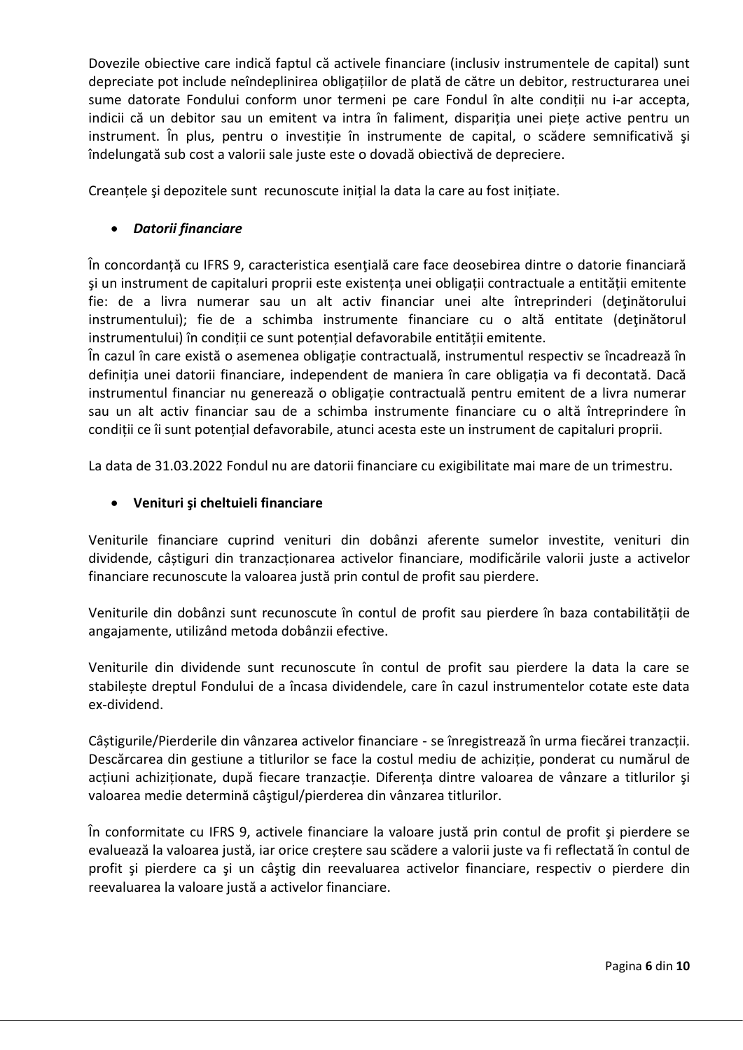Dovezile obiective care indică faptul că activele financiare (inclusiv instrumentele de capital) sunt depreciate pot include neîndeplinirea obligațiilor de plată de către un debitor, restructurarea unei sume datorate Fondului conform unor termeni pe care Fondul în alte condiții nu i-ar accepta, indicii că un debitor sau un emitent va intra în faliment, dispariția unei piețe active pentru un instrument. În plus, pentru o investiție în instrumente de capital, o scădere semnificativă şi îndelungată sub cost a valorii sale juste este o dovadă obiectivă de depreciere.

Creanțele şi depozitele sunt recunoscute inițial la data la care au fost inițiate.

- ***Datorii financiare***

În concordanță cu IFRS 9, caracteristica esenţială care face deosebirea dintre o datorie financiară şi un instrument de capitaluri proprii este existența unei obligații contractuale a entității emitente fie: de a livra numerar sau un alt activ financiar unei alte întreprinderi (deţinătorului instrumentului); fie de a schimba instrumente financiare cu o altă entitate (deţinătorul instrumentului) în condiții ce sunt potențial defavorabile entității emitente.
În cazul în care există o asemenea obligație contractuală, instrumentul respectiv se încadrează în definiția unei datorii financiare, independent de maniera în care obligația va fi decontată. Dacă instrumentul financiar nu generează o obligație contractuală pentru emitent de a livra numerar sau un alt activ financiar sau de a schimba instrumente financiare cu o altă întreprindere în condiții ce îi sunt potențial defavorabile, atunci acesta este un instrument de capitaluri proprii.

La data de 31.03.2022 Fondul nu are datorii financiare cu exigibilitate mai mare de un trimestru.

- **Venituri şi cheltuieli financiare**

Veniturile financiare cuprind venituri din dobânzi aferente sumelor investite, venituri din dividende, câștiguri din tranzacționarea activelor financiare, modificările valorii juste a activelor financiare recunoscute la valoarea justă prin contul de profit sau pierdere.

Veniturile din dobânzi sunt recunoscute în contul de profit sau pierdere în baza contabilității de angajamente, utilizând metoda dobânzii efective.

Veniturile din dividende sunt recunoscute în contul de profit sau pierdere la data la care se stabilește dreptul Fondului de a încasa dividendele, care în cazul instrumentelor cotate este data ex-dividend.

Câștigurile/Pierderile din vânzarea activelor financiare - se înregistrează în urma fiecărei tranzacții. Descărcarea din gestiune a titlurilor se face la costul mediu de achiziție, ponderat cu numărul de acțiuni achiziționate, după fiecare tranzacție. Diferența dintre valoarea de vânzare a titlurilor şi valoarea medie determină câștigul/pierderea din vânzarea titlurilor.

În conformitate cu IFRS 9, activele financiare la valoare justă prin contul de profit şi pierdere se evaluează la valoarea justă, iar orice creștere sau scădere a valorii juste va fi reflectată în contul de profit şi pierdere ca şi un câştig din reevaluarea activelor financiare, respectiv o pierdere din reevaluarea la valoare justă a activelor financiare.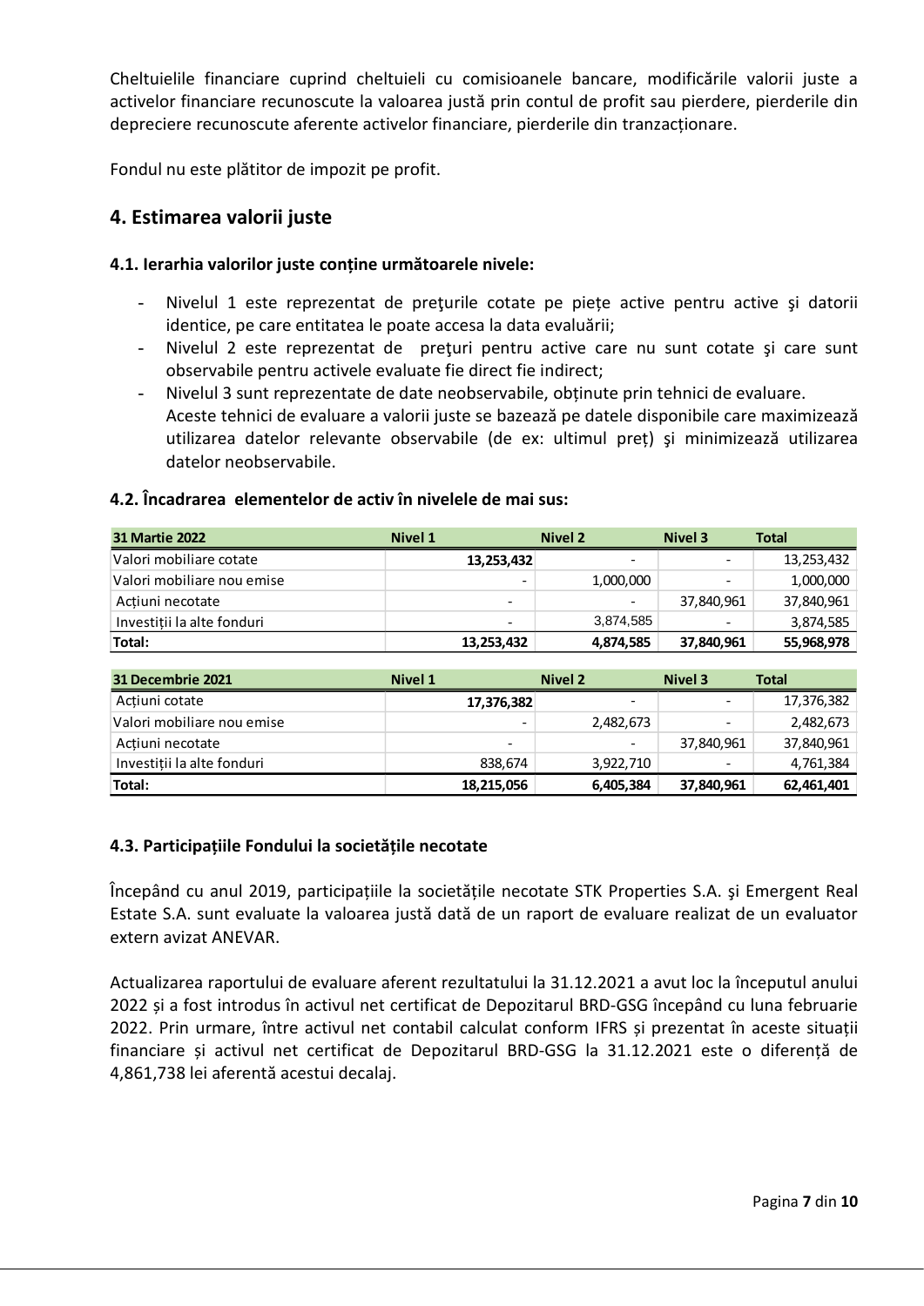Cheltuielile financiare cuprind cheltuieli cu comisioanele bancare, modificările valorii juste a activelor financiare recunoscute la valoarea justă prin contul de profit sau pierdere, pierderile din depreciere recunoscute aferente activelor financiare, pierderile din tranzacționare.

Fondul nu este plătitor de impozit pe profit.

## 4. Estimarea valorii juste

### 4.1. Ierarhia valorilor juste conține următoarele nivele:

- Nivelul 1 este reprezentat de preţurile cotate pe pieţe active pentru active şi datorii identice, pe care entitatea le poate accesa la data evaluării;
- Nivelul 2 este reprezentat de preţuri pentru active care nu sunt cotate şi care sunt observabile pentru activele evaluate fie direct fie indirect;
- Nivelul 3 sunt reprezentate de date neobservabile, obținute prin tehnici de evaluare.
  Aceste tehnici de evaluare a valorii juste se bazează pe datele disponibile care maximizează utilizarea datelor relevante observabile (de ex: ultimul preț) şi minimizează utilizarea datelor neobservabile.

### 4.2. Încadrarea elementelor de activ în nivelele de mai sus:

| 31 Martie 2022 | Nivel 1 | Nivel 2 | Nivel 3 | Total |
|---|---|---|---|---|
| Valori mobiliare cotate | 13,253,432 | - | - | 13,253,432 |
| Valori mobiliare nou emise | - | 1,000,000 | - | 1,000,000 |
| Acțiuni necotate | - | - | 37,840,961 | 37,840,961 |
| Investiții la alte fonduri | - | 3,874,585 | - | 3,874,585 |
| **Total:** | **13,253,432** | **4,874,585** | **37,840,961** | **55,968,978** |

| 31 Decembrie 2021 | Nivel 1 | Nivel 2 | Nivel 3 | Total |
|---|---|---|---|---|
| Acțiuni cotate | 17,376,382 | - | - | 17,376,382 |
| Valori mobiliare nou emise | - | 2,482,673 | - | 2,482,673 |
| Acțiuni necotate | - | - | 37,840,961 | 37,840,961 |
| Investiții la alte fonduri | 838,674 | 3,922,710 | - | 4,761,384 |
| **Total:** | **18,215,056** | **6,405,384** | **37,840,961** | **62,461,401** |

### 4.3. Participațiile Fondului la societățile necotate

Începând cu anul 2019, participațiile la societățile necotate STK Properties S.A. și Emergent Real Estate S.A. sunt evaluate la valoarea justă dată de un raport de evaluare realizat de un evaluator extern avizat ANEVAR.

Actualizarea raportului de evaluare aferent rezultatului la 31.12.2021 a avut loc la începutul anului 2022 și a fost introdus în activul net certificat de Depozitarul BRD-GSG începând cu luna februarie 2022. Prin urmare, între activul net contabil calculat conform IFRS și prezentat în aceste situații financiare și activul net certificat de Depozitarul BRD-GSG la 31.12.2021 este o diferență de 4,861,738 lei aferentă acestui decalaj.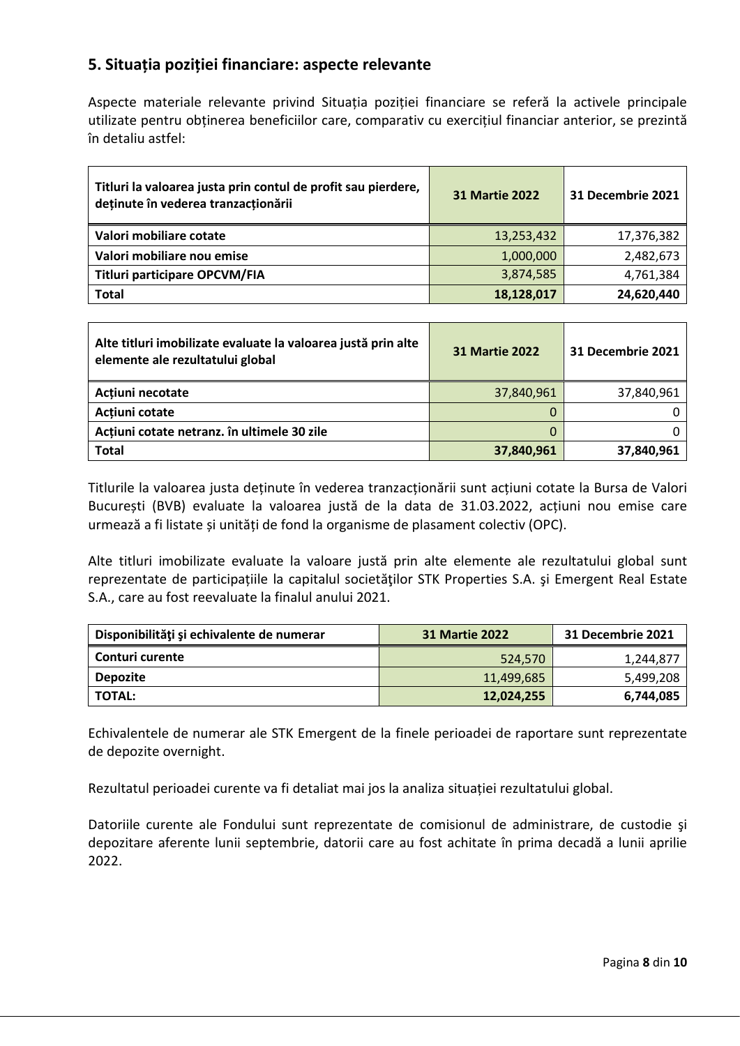## 5. Situația poziției financiare: aspecte relevante

Aspecte materiale relevante privind Situația poziției financiare se referă la activele principale utilizate pentru obținerea beneficiilor care, comparativ cu exercițiul financiar anterior, se prezintă în detaliu astfel:

| Titluri la valoarea justa prin contul de profit sau pierdere, deținute în vederea tranzacționării | 31 Martie 2022 | 31 Decembrie 2021 |
|---|---|---|
| **Valori mobiliare cotate** | 13,253,432 | 17,376,382 |
| **Valori mobiliare nou emise** | 1,000,000 | 2,482,673 |
| **Titluri participare OPCVM/FIA** | 3,874,585 | 4,761,384 |
| **Total** | **18,128,017** | **24,620,440** |

| Alte titluri imobilizate evaluate la valoarea justă prin alte elemente ale rezultatului global | 31 Martie 2022 | 31 Decembrie 2021 |
|---|---|---|
| **Acțiuni necotate** | 37,840,961 | 37,840,961 |
| **Acțiuni cotate** | 0 | 0 |
| **Acțiuni cotate netranz. în ultimele 30 zile** | 0 | 0 |
| **Total** | **37,840,961** | **37,840,961** |

Titlurile la valoarea justa deținute în vederea tranzacționării sunt acțiuni cotate la Bursa de Valori București (BVB) evaluate la valoarea justă de la data de 31.03.2022, acțiuni nou emise care urmează a fi listate și unități de fond la organisme de plasament colectiv (OPC).

Alte titluri imobilizate evaluate la valoare justă prin alte elemente ale rezultatului global sunt reprezentate de participațiile la capitalul societăţilor STK Properties S.A. şi Emergent Real Estate S.A., care au fost reevaluate la finalul anului 2021.

| Disponibilităţi şi echivalente de numerar | 31 Martie 2022 | 31 Decembrie 2021 |
|---|---|---|
| **Conturi curente** | 524,570 | 1,244,877 |
| **Depozite** | 11,499,685 | 5,499,208 |
| **TOTAL:** | **12,024,255** | **6,744,085** |

Echivalentele de numerar ale STK Emergent de la finele perioadei de raportare sunt reprezentate de depozite overnight.

Rezultatul perioadei curente va fi detaliat mai jos la analiza situației rezultatului global.

Datoriile curente ale Fondului sunt reprezentate de comisionul de administrare, de custodie şi depozitare aferente lunii septembrie, datorii care au fost achitate în prima decadă a lunii aprilie 2022.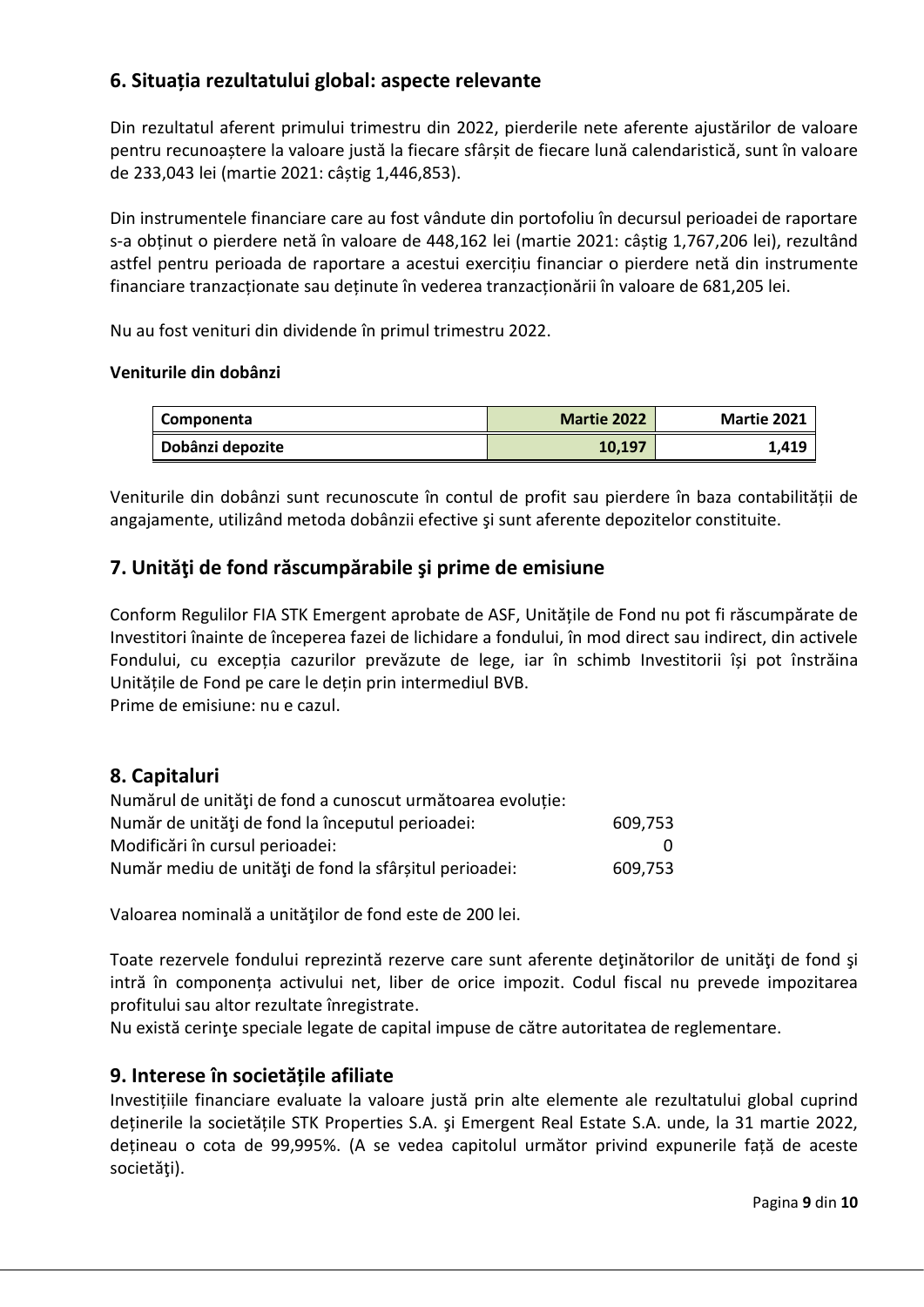## 6. Situația rezultatului global: aspecte relevante

Din rezultatul aferent primului trimestru din 2022, pierderile nete aferente ajustărilor de valoare pentru recunoaștere la valoare justă la fiecare sfârșit de fiecare lună calendaristică, sunt în valoare de 233,043 lei (martie 2021: câștig 1,446,853).

Din instrumentele financiare care au fost vândute din portofoliu în decursul perioadei de raportare s-a obținut o pierdere netă în valoare de 448,162 lei (martie 2021: câștig 1,767,206 lei), rezultând astfel pentru perioada de raportare a acestui exercițiu financiar o pierdere netă din instrumente financiare tranzacționate sau deținute în vederea tranzacționării în valoare de 681,205 lei.

Nu au fost venituri din dividende în primul trimestru 2022.

**Veniturile din dobânzi**

| Componenta | Martie 2022 | Martie 2021 |
|---|---|---|
| Dobânzi depozite | 10,197 | 1,419 |

Veniturile din dobânzi sunt recunoscute în contul de profit sau pierdere în baza contabilității de angajamente, utilizând metoda dobânzii efective şi sunt aferente depozitelor constituite.

## 7. Unităţi de fond răscumpărabile şi prime de emisiune

Conform Regulilor FIA STK Emergent aprobate de ASF, Unitățile de Fond nu pot fi răscumpărate de Investitori înainte de începerea fazei de lichidare a fondului, în mod direct sau indirect, din activele Fondului, cu excepția cazurilor prevăzute de lege, iar în schimb Investitorii își pot înstrăina Unitățile de Fond pe care le dețin prin intermediul BVB.
Prime de emisiune: nu e cazul.

## 8. Capitaluri

Numărul de unităţi de fond a cunoscut următoarea evoluție:

| | |
|---|---|
| Număr de unităţi de fond la începutul perioadei: | 609,753 |
| Modificări în cursul perioadei: | 0 |
| Număr mediu de unităţi de fond la sfârșitul perioadei: | 609,753 |

Valoarea nominală a unităţilor de fond este de 200 lei.

Toate rezervele fondului reprezintă rezerve care sunt aferente deţinătorilor de unităţi de fond şi intră în componența activului net, liber de orice impozit. Codul fiscal nu prevede impozitarea profitului sau altor rezultate înregistrate.
Nu există cerinţe speciale legate de capital impuse de către autoritatea de reglementare.

## 9. Interese în societățile afiliate

Investițiile financiare evaluate la valoare justă prin alte elemente ale rezultatului global cuprind deținerile la societățile STK Properties S.A. şi Emergent Real Estate S.A. unde, la 31 martie 2022, deţineau o cota de 99,995%. (A se vedea capitolul următor privind expunerile față de aceste societăţi).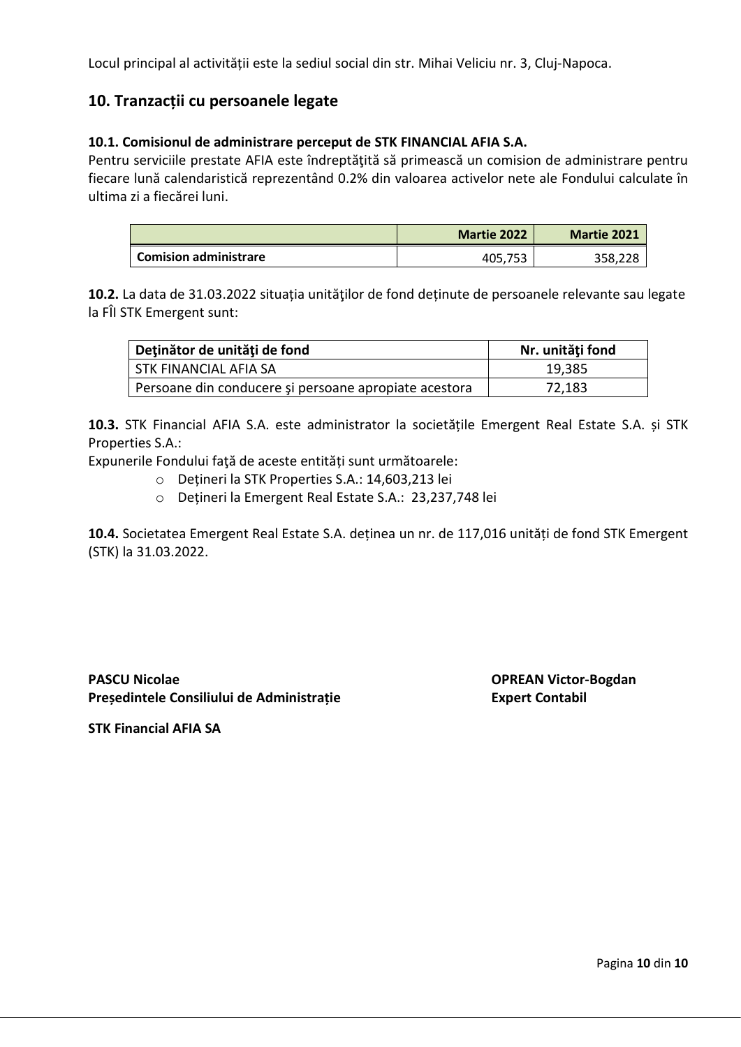Locul principal al activității este la sediul social din str. Mihai Veliciu nr. 3, Cluj-Napoca.

## 10. Tranzacții cu persoanele legate

**10.1. Comisionul de administrare perceput de STK FINANCIAL AFIA S.A.**
Pentru serviciile prestate AFIA este îndreptăţită să primească un comision de administrare pentru fiecare lună calendaristică reprezentând 0.2% din valoarea activelor nete ale Fondului calculate în ultima zi a fiecărei luni.

| | Martie 2022 | Martie 2021 |
|---|---|---|
| **Comision administrare** | 405,753 | 358,228 |

**10.2.** La data de 31.03.2022 situația unităţilor de fond deținute de persoanele relevante sau legate la FÎI STK Emergent sunt:

| Deţinător de unităţi de fond | Nr. unităţi fond |
|---|---|
| STK FINANCIAL AFIA SA | 19,385 |
| Persoane din conducere şi persoane apropiate acestora | 72,183 |

**10.3.** STK Financial AFIA S.A. este administrator la societățile Emergent Real Estate S.A. și STK Properties S.A.:
Expunerile Fondului faţă de aceste entităţi sunt următoarele:

- Dețineri la STK Properties S.A.: 14,603,213 lei
- Dețineri la Emergent Real Estate S.A.: 23,237,748 lei

**10.4.** Societatea Emergent Real Estate S.A. deținea un nr. de 117,016 unități de fond STK Emergent (STK) la 31.03.2022.

**PASCU Nicolae**
**Președintele Consiliului de Administrație**

**STK Financial AFIA SA**

**OPREAN Victor-Bogdan**
**Expert Contabil**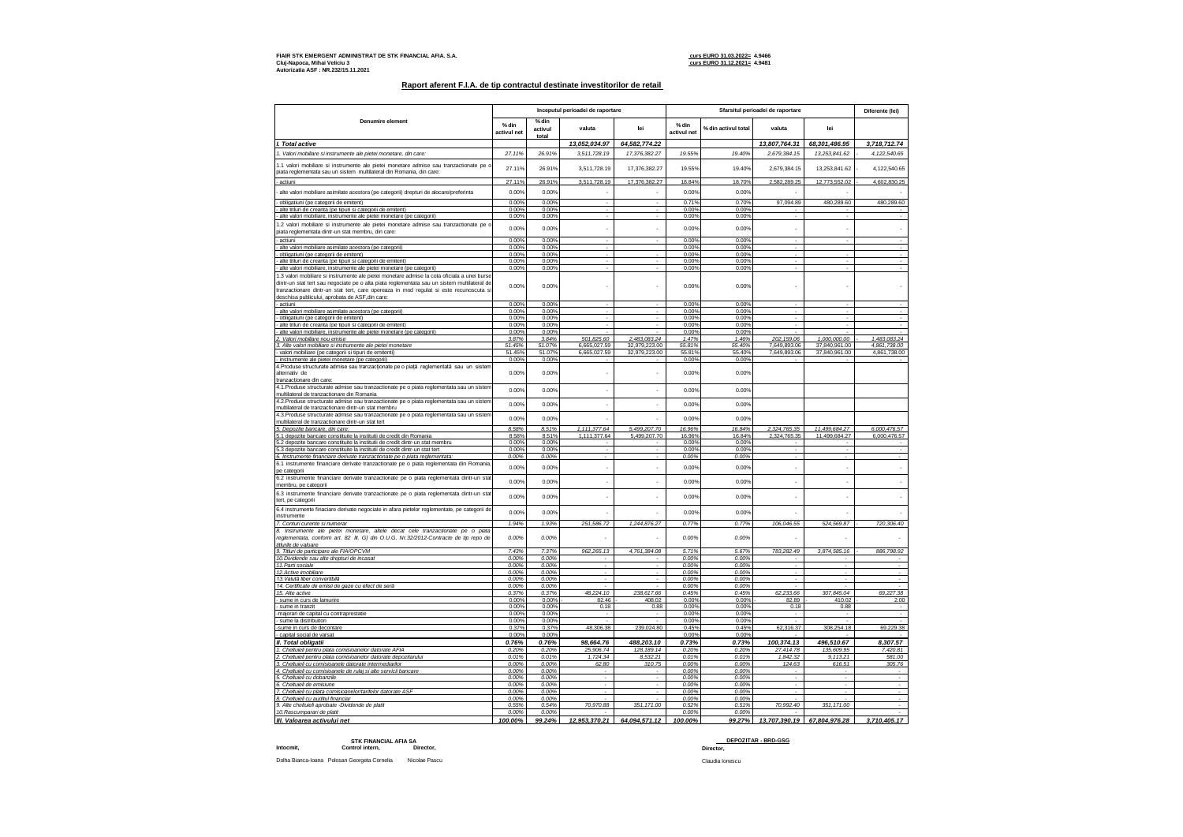**FIAIR STK EMERGENT ADMINISTRAT DE STK FINANCIAL AFIA. S.A.**
**Cluj-Napoca, Mihai Veliciu 3**
**Autorizatia ASF : NR.232/15.11.2021**

**curs EURO 31.03.2022= 4.9466**
**curs EURO 31.12.2021= 4.9481**

## Raport aferent F.I.A. de tip contractul destinate investitorilor de retail

| Denumire element | Inceputul perioadei de raportare | | | | Sfarsitul perioadei de raportare | | | | Diferente (lei) |
|---|---|---|---|---|---|---|---|---|---|
| | % din activul net | % din activul total | valuta | lei | % din activul net | % din activul total | valuta | lei | |
| *I. Total active* | | | *13,052,034.97* | *64,582,774.22* | | | *13,807,764.31* | *68,301,486.95* | *3,718,712.74* |
| *1. Valori mobiliare si instrumente ale pietei monetare, din care:* | *27.11%* | *26.91%* | *3,511,728.19* | *17,376,382.27* | *19.55%* | *19.40%* | *2,679,384.15* | *13,253,841.62* | - *4,122,540.65* |
| 1.1 valori mobiliare si instrumente ale pietei monetare admise sau tranzactionate pe o piata reglementata sau un sistem multilateral din Romania, din care: | 27.11% | 26.91% | 3,511,728.19 | 17,376,382.27 | 19.55% | 19.40% | 2,679,384.15 | 13,253,841.62 | - 4,122,540.65 |
| - actiuni | 27.11% | 26.91% | 3,511,728.19 | 17,376,382.27 | 18.84% | 18.70% | 2,582,289.25 | 12,773,552.02 | - 4,602,830.25 |
| - alte valori mobiliare asimilate acestora (pe categorii) drepturi de alocare/preferinta | 0.00% | 0.00% | - | - | 0.00% | 0.00% | - | - | - |
| - obligatiuni (pe categorii de emitent) | 0.00% | 0.00% | - | - | 0.71% | 0.70% | 97,094.89 | 480,289.60 | 480,289.60 |
| - alte titluri de creanta (pe tipuri si categorii de emitent) | 0.00% | 0.00% | - | - | 0.00% | 0.00% | - | - | - |
| - alte valori mobiliare, instrumente ale pietei monetare (pe categorii) | 0.00% | 0.00% | - | - | 0.00% | 0.00% | - | - | - |
| 1.2 valori mobiliare si instrumente ale pietei monetare admise sau tranzactionate pe o piata reglementata dintr-un stat membru, din care: | 0.00% | 0.00% | - | - | 0.00% | 0.00% | - | - | - |
| - actiuni | 0.00% | 0.00% | - | - | 0.00% | 0.00% | - | - | - |
| - alte valori mobiliare asimilate acestora (pe categorii) | 0.00% | 0.00% | - | - | 0.00% | 0.00% | - | - | - |
| - obligatiuni (pe categorii de emitent) | 0.00% | 0.00% | - | - | 0.00% | 0.00% | - | - | - |
| - alte titluri de creanta (pe tipuri si categorii de emitent) | 0.00% | 0.00% | - | - | 0.00% | 0.00% | - | - | - |
| - alte valori mobiliare, instrumente ale pietei monetare (pe categorii) | 0.00% | 0.00% | - | - | 0.00% | 0.00% | - | - | - |
| 1.3 valori mobiliare si instrumente ale pietei monetare admise la cota oficiala a unei burse dintr-un stat tert sau negociate pe o alta piata reglementata sau un sistem multilateral de tranzactionare dintr-un stat tert, care opereaza in mod regulat si este recunoscuta si deschisa publicului, aprobata de ASF,din care: | 0.00% | 0.00% | - | - | 0.00% | 0.00% | - | - | - |
| - actiuni | 0.00% | 0.00% | - | - | 0.00% | 0.00% | - | - | - |
| - alte valori mobiliare asimilate acestora (pe categorii) | 0.00% | 0.00% | - | - | 0.00% | 0.00% | - | - | - |
| - obligatiuni (pe categorii de emitent) | 0.00% | 0.00% | - | - | 0.00% | 0.00% | - | - | - |
| - alte titluri de creanta (pe tipuri si categorii de emitent) | 0.00% | 0.00% | - | - | 0.00% | 0.00% | - | - | - |
| - alte valori mobiliare, instrumente ale pietei monetare (pe categorii) | 0.00% | 0.00% | - | - | 0.00% | 0.00% | - | - | - |
| *2. Valori mobiliare nou emise* | *3.87%* | *3.84%* | *501,825.60* | *2,483,083.24* | *1.47%* | *1.46%* | *202,159.06* | *1,000,000.00* | - *1,483,083.24* |
| *3. Alte valori mobiliare si instrumente ale pietei monetare* | 51.45% | 51.07% | 6,665,027.59 | 32,979,223.00 | 55.81% | 55.40% | 7,649,893.06 | 37,840,961.00 | 4,861,738.00 |
| - valori mobiliare (pe categorii si tipuri de emitenti) | 51.45% | 51.07% | 6,665,027.59 | 32,979,223.00 | 55.81% | 55.40% | 7,649,893.06 | 37,840,961.00 | 4,861,738.00 |
| - instrumente ale pietei monetare (pe categorii) | 0.00% | 0.00% | - | - | 0.00% | 0.00% | - | - | - |
| 4.Produse structurate admise sau tranzacționate pe o piață reglementată sau un sistem alternativ de tranzacționare din care: | 0.00% | 0.00% | - | - | 0.00% | 0.00% | | | |
| 4.1.Produse structurate admise sau tranzactionate pe o piata reglementata sau un sistem multilateral de tranzactionare din Romania | 0.00% | 0.00% | - | - | 0.00% | 0.00% | | | |
| 4.2.Produse structurate admise sau tranzactionate pe o piata reglementata sau un sistem multilateral de tranzactionare dintr-un stat membru | 0.00% | 0.00% | - | - | 0.00% | 0.00% | | | |
| 4.3.Produse structurate admise sau tranzactionate pe o piata reglementata sau un sistem multilateral de tranzactionare dintr-un stat tert | 0.00% | 0.00% | - | - | 0.00% | 0.00% | | | |
| *5. Depozite bancare, din care:* | *8.58%* | *8.51%* | *1,111,377.64* | *5,499,207.70* | *16.96%* | *16.84%* | *2,324,765.35* | *11,499,684.27* | *6,000,476.57* |
| 5.1 depozite bancare constituite la institutii de credit din Romania | 8.58% | 8.51% | 1,111,377.64 | 5,499,207.70 | 16.96% | 16.84% | 2,324,765.35 | 11,499,684.27 | 6,000,476.57 |
| 5.2 depozite bancare constituite la institutii de credit dintr-un stat membru | 0.00% | 0.00% | - | - | 0.00% | 0.00% | - | - | - |
| 5.3 depozite bancare constituite la institutii de credit dintr-un stat tert | 0.00% | 0.00% | - | - | 0.00% | 0.00% | - | - | - |
| *6. Instrumente financiare derivate tranzactionate pe o piata reglementata:* | *0.00%* | *0.00%* | - | - | *0.00%* | *0.00%* | - | - | - |
| 6.1 instrumente financiare derivate tranzactionate pe o piata reglementata din Romania, pe categorii | 0.00% | 0.00% | - | - | 0.00% | 0.00% | - | - | - |
| 6.2 instrumente financiare derivate tranzactionate pe o piata reglementata dintr-un stat membru, pe categorii | 0.00% | 0.00% | - | - | 0.00% | 0.00% | - | - | - |
| 6.3 instrumente financiare derivate tranzactionate pe o piata reglementata dintr-un stat tert, pe categorii | 0.00% | 0.00% | - | - | 0.00% | 0.00% | - | - | - |
| 6.4 instrumente finaciare derivate negociate in afara pietelor reglementate, pe categorii de instrumente | 0.00% | 0.00% | - | - | 0.00% | 0.00% | - | - | - |
| *7. Conturi curente si numerar* | *1.94%* | *1.93%* | *251,586.72* | *1,244,876.27* | *0.77%* | *0.77%* | *106,046.55* | *524,569.87* | - *720,306.40* |
| *8. Instrumente ale pietei monetare, altele decat cele tranzactionate pe o piata reglementata, conform art. 82 lit. G) din O.U.G. Nr.32/2012-Contracte de tip repo de titlurile de valoare* | *0.00%* | *0.00%* | - | - | *0.00%* | *0.00%* | - | - | - |
| *9. Titluri de participare ale FIA/OPCVM* | *7.43%* | *7.37%* | *962,265.13* | *4,761,384.08* | *5.71%* | *5.67%* | *783,282.49* | *3,874,585.16* | - *886,798.92* |
| *10.Dividende sau alte drepturi de incasat* | *0.00%* | *0.00%* | - | - | *0.00%* | *0.00%* | - | - | - |
| *11.Parti sociale* | *0.00%* | *0.00%* | - | - | *0.00%* | *0.00%* | - | - | - |
| *12.Active imobiliare* | *0.00%* | *0.00%* | - | - | *0.00%* | *0.00%* | - | - | - |
| *13.Valută liber convertibilă* | *0.00%* | *0.00%* | - | - | *0.00%* | *0.00%* | - | - | - |
| *14. Certificate de emisii de gaze cu efect de seră* | *0.00%* | *0.00%* | - | - | *0.00%* | *0.00%* | - | - | - |
| *15. Alte active* | *0.37%* | *0.37%* | *48,224.10* | *238,617.66* | *0.45%* | *0.45%* | *62,233.66* | *307,845.04* | *69,227.38* |
| - sume in curs de lamurire | 0.00% | 0.00% | 82.46 | 408.02 | 0.00% | 0.00% | 82.89 | 410.02 | - 2.00 |
| - sume in tranzit | 0.00% | 0.00% | 0.18 | 0.88 | 0.00% | 0.00% | 0.18 | 0.88 | - |
| -majorari de capital cu contraprestatie | 0.00% | 0.00% | - | - | 0.00% | 0.00% | - | - | - |
| - sume la distribuitori | 0.00% | 0.00% | - | - | 0.00% | 0.00% | - | - | - |
| -sume in curs de decontare | 0.37% | 0.37% | 48,306.38 | 239,024.80 | 0.45% | 0.45% | 62,316.37 | 308,254.18 | 69,229.38 |
| - capital social de varsat | 0.00% | 0.00% | - | - | 0.00% | 0.00% | - | - | - |
| ***II. Total obligatii*** | ***0.76%*** | ***0.76%*** | ***98,664.76*** | ***488,203.10*** | ***0.73%*** | ***0.73%*** | ***100,374.13*** | ***496,510.67*** | ***8,307.57*** |
| *1. Cheltuieli pentru plata comisioanelor datorate AFIA* | *0.20%* | *0.20%* | *25,906.74* | *128,189.14* | *0.20%* | *0.20%* | *27,414.78* | *135,609.95* | *7,420.81* |
| *2. Cheltuieli pentru plata comisioanelor datorate depozitarului* | *0.01%* | *0.01%* | *1,724.34* | *8,532.21* | *0.01%* | *0.01%* | *1,842.32* | *9,113.21* | *581.00* |
| *3. Cheltuieli cu comisioanele datorate intermediarilor* | *0.00%* | *0.00%* | *62.80* | *310.75* | *0.00%* | *0.00%* | *124.63* | *616.51* | *305.76* |
| *4. Cheltuieli cu comisioanele de rulaj si alte servicii bancare* | *0.00%* | *0.00%* | - | - | *0.00%* | *0.00%* | - | - | - |
| *5. Cheltuieli cu dobanzile* | *0.00%* | *0.00%* | - | - | *0.00%* | *0.00%* | - | - | - |
| *6. Cheltuieli de emisiune* | *0.00%* | *0.00%* | - | - | *0.00%* | *0.00%* | - | - | - |
| *7. Cheltuieli cu plata comisioanelor/tarifelor datorate ASF* | *0.00%* | *0.00%* | - | - | *0.00%* | *0.00%* | - | - | - |
| *8. Cheltuieli cu auditul financiar* | *0.00%* | *0.00%* | - | - | *0.00%* | *0.00%* | - | - | - |
| *9. Alte cheltuieli aprobate -Dividende de platit* | *0.55%* | *0.54%* | *70,970.88* | *351,171.00* | *0.52%* | *0.51%* | *70,992.40* | *351,171.00* | - |
| *10.Rascumparari de platit* | *0.00%* | *0.00%* | - | - | *0.00%* | *0.00%* | - | - | - |
| ***III. Valoarea activului net*** | ***100.00%*** | ***99.24%*** | ***12,953,370.21*** | ***64,094,571.12*** | ***100.00%*** | ***99.27%*** | ***13,707,390.19*** | ***67,804,976.28*** | ***3,710,405.17*** |

**STK FINANCIAL AFIA SA**

**Intocmit,** **Control intern,** **Director,**

Dolha Bianca-Ioana Pelosan Georgeta Cornelia Nicolae Pascu

**DEPOZITAR - BRD-GSG**

**Director,**

Claudia Ionescu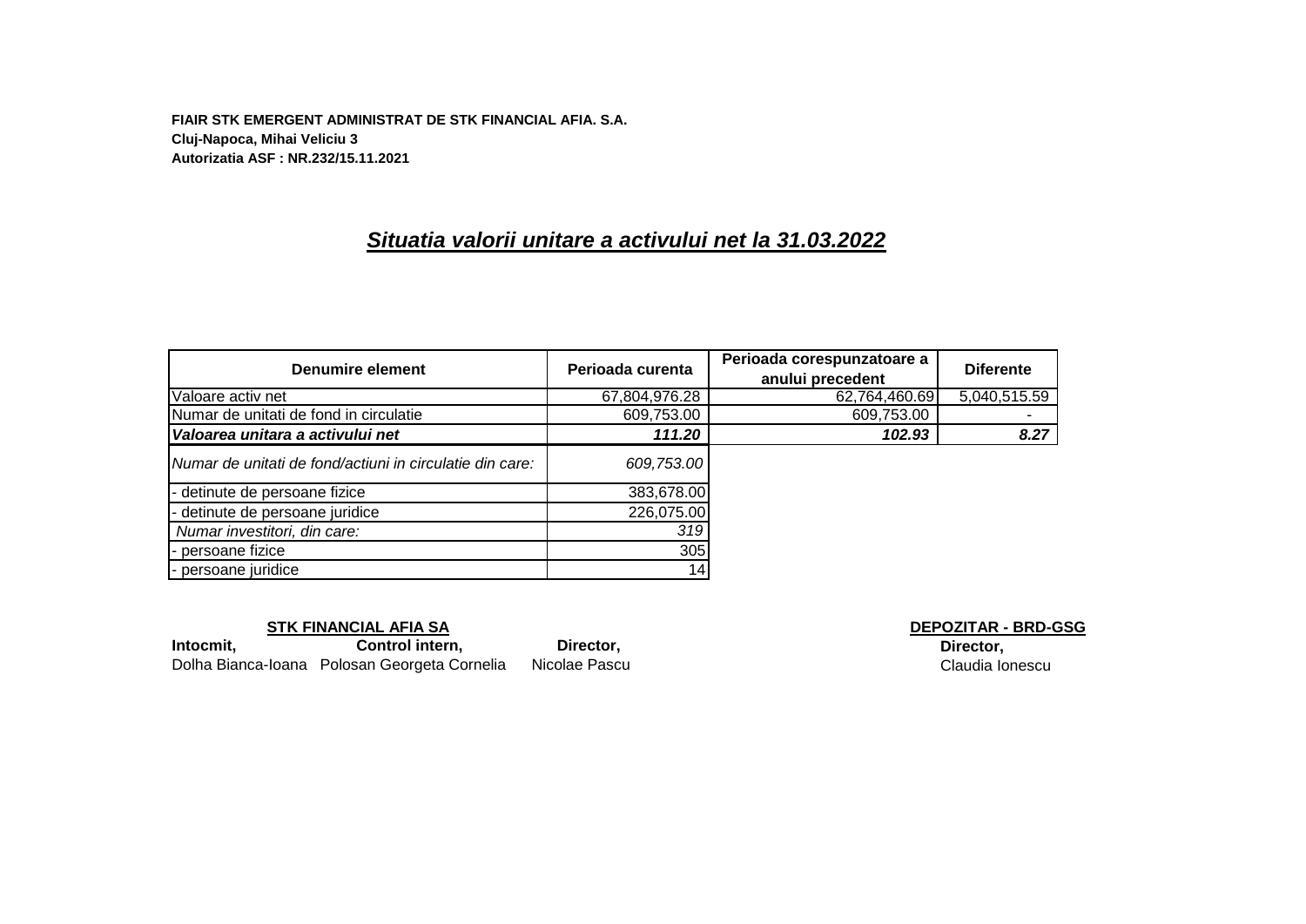**FIAIR STK EMERGENT ADMINISTRAT DE STK FINANCIAL AFIA. S.A.**
**Cluj-Napoca, Mihai Veliciu 3**
**Autorizatia ASF : NR.232/15.11.2021**

# ***Situatia valorii unitare a activului net la 31.03.2022***

| Denumire element | Perioada curenta | Perioada corespunzatoare a anului precedent | Diferente |
|---|---|---|---|
| Valoare activ net | 67,804,976.28 | 62,764,460.69 | 5,040,515.59 |
| Numar de unitati de fond in circulatie | 609,753.00 | 609,753.00 | - |
| ***Valoarea unitara a activului net*** | ***111.20*** | ***102.93*** | ***8.27*** |
| *Numar de unitati de fond/actiuni in circulatie din care:* | *609,753.00* | | |
| - detinute de persoane fizice | 383,678.00 | | |
| - detinute de persoane juridice | 226,075.00 | | |
| *Numar investitori, din care:* | *319* | | |
| - persoane fizice | 305 | | |
| - persoane juridice | 14 | | |

**STK FINANCIAL AFIA SA**

| **Intocmit,** | **Control intern,** | **Director,** |
|---|---|---|
| Dolha Bianca-Ioana | Polosan Georgeta Cornelia | Nicolae Pascu |

**DEPOZITAR - BRD-GSG**

**Director,**
Claudia Ionescu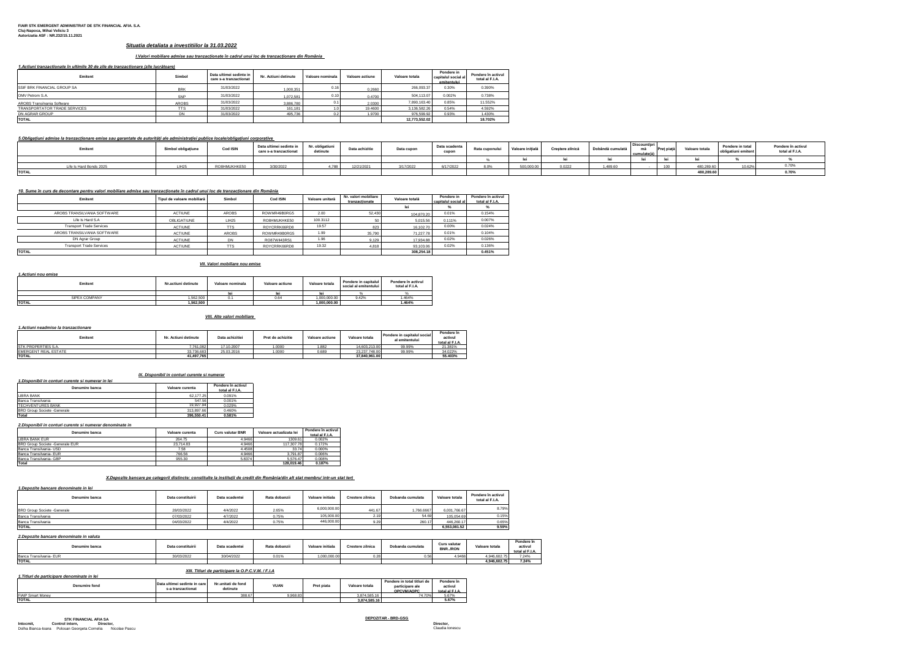**FIAIR STK EMERGENT ADMINISTRAT DE STK FINANCIAL AFIA. S.A.**
**Cluj-Napoca, Mihai Veliciu 3**
**Autorizatia ASF : NR.232/15.11.2021**

## Situatia detaliata a investitiilor la 31.03.2022

### I.Valori mobiliare admise sau tranzacționate în cadrul unui loc de tranzacționare din România

#### 1.Actiuni tranzactionate in ultimile 30 de zile de tranzactionare (zile lucrătoare)

| Emitent | Simbol | Data ultimei sedinte in care s-a tranzactionat | Nr. Actiuni detinute | Valoare nominala | Valoare actiune | Valoare totala | Pondere în capitalul social al emitentului | Pondere în activul total al F.I.A. |
|---|---|---|---|---|---|---|---|---|
| SSIF BRK FINANCIAL GROUP SA | BRK | 31/03/2022 | 1,000,351 | 0.16 | 0.2660 | 266,093.37 | 0.30% | 0.390% |
| OMV Petrom S.A. | SNP | 31/03/2022 | 1,072,581 | 0.10 | 0.4700 | 504,113.07 | 0.002% | 0.738% |
| AROBS Transilvania Software | AROBS | 31/03/2022 | 3,886,780 | 0.1 | 2.0300 | 7,890,163.40 | 0.85% | 11.552% |
| TRANSPORTATOR TRADE SERVICES | TTS | 31/03/2022 | 161,181 | 1.0 | 19.4600 | 3,136,582.26 | 0.54% | 4.592% |
| DN AGRAR GROUP | DN | 31/03/2022 | 495,736 | 0.2 | 1.9700 | 976,599.92 | 0.93% | 1.430% |
| **TOTAL** | | | | | | **12,773,552.02** | | **18.702%** |

#### 5.Obligațiuni admise la tranzacționare emise sau garantate de autorități ale administrației publice locale/obligațiuni corporative

| Emitent | Simbol obligațiune | Cod ISIN | Data ultimei sedinte in care s-a tranzactionat | Nr. obligatiuni detinute | Data achizitie | Data cupon | Data scadenta cupon | Rata cuponului | Valoare inițială | Creștere zilnică | Dobândă cumulată | Discount/primă cumulat(ă) | Preț piață | Valoare totala | Pondere în total obligatiuni emitent | Pondere în activul total al F.I.A. |
|---|---|---|---|---|---|---|---|---|---|---|---|---|---|---|---|---|
| | | | | | | | | % | lei | lei | lei | lei | lei | lei | % | % |
| Life Is Hard Bonds 2025 | LIH25 | ROBHMUKHKE50 | 3/30/2022 | 4,788 | 12/21/2021 | 3/17/2022 | 6/17/2022 | 8.0% | 500,000.00 | 0.0222 | 1,489.60 | - | 100 | 480,289.60 | 10.62% | 0.70% |
| **TOTAL** | | | | | | | | | | | | | | **480,289.60** | | **0.70%** |

#### 10. Sume în curs de decontare pentru valori mobiliare admise sau tranzacționate în cadrul unui loc de tranzacționare din România

| Emitent | Tipul de valoare mobiliară | Simbol | Cod ISIN | Valoare unitară | Nr. valori mobiliare tranzactionate | Valoare totală | Pondere în capitalul social al | Pondere în activul total al F.I.A. |
|---|---|---|---|---|---|---|---|---|
| | | | | | | lei | % | % |
| AROBS TRANSILVANIA SOFTWARE | ACTIUNE | AROBS | ROWMR49B0RG5 | 2.00 | 52,430 | 104,878.20 | 0.01% | 0.154% |
| Life Is Hard S.A | OBLIGATIUNE | LIH25 | ROBHMUKHKE50 | 100.3112 | 50 | 5,015.56 | 0.111% | 0.007% |
| Transport Trade Services | ACTIUNE | TTS | ROYCRRK66RD8 | 19.57 | 823 | 16,102.70 | 0.00% | 0.024% |
| AROBS TRANSILVANIA SOFTWARE | ACTIUNE | AROBS | ROWMR49B0RG5 | 1.99 | 35,790 | 71,227.78 | 0.01% | 0.104% |
| DN Agrar Group | ACTIUNE | DN | RO87W843RS1 | 1.96 | 9,129 | 17,934.88 | 0.02% | 0.026% |
| Transport Trade Services | ACTIUNE | TTS | ROYCRRK66RD8 | 19.32 | 4,818 | 93,103.06 | 0.02% | 0.136% |
| **TOTAL** | | | | | | **308,254.18** | | **0.451%** |

### VII. Valori mobiliare nou emise

#### 1.Actiuni nou emise

| Emitent | Nr.actiuni detinute | Valoare nominala | Valoare actiune | Valoare totala | Pondere în capitalul social al emitentului | Pondere în activul total al F.I.A. |
|---|---|---|---|---|---|---|
| | | lei | lei | lei | % | % |
| SIPEX COMPANY | 1,562,500 | 0.1 | 0.64 | 1,000,000.00 | 9.42% | 1.464% |
| **TOTAL** | **1,562,500** | | | **1,000,000.00** | | **1.464%** |

### VIII. Alte valori mobiliare

#### 1.Actiuni neadmise la tranzactionare

| Emitent | Nr. Actiuni detinute | Data achizitiei | Pret de achizitie | Valoare actiune | Valoare totala | Pondere în capitalul social al emitentului | Pondere în activul total al F.I.A. |
|---|---|---|---|---|---|---|---|
| STK PROPERTIES S.A. | 7,761,082 | 17.10.2007 | 1.0000 | 1.882 | 14,603,213.00 | 99.99% | 21.381% |
| EMERGENT REAL ESTATE | 33,736,683 | 25.03.2016 | 1.0000 | 0.689 | 23,237,748.00 | 99.99% | 34.022% |
| **TOTAL** | **41,497,765** | | | | **37,840,961.00** | | **55.403%** |

### IX. Disponibil in conturi curente si numerar

#### 1.Disponibil in conturi curente si numerar in lei

| Denumire banca | Valoare curenta | Pondere în activul total al F.I.A. |
|---|---|---|
| LIBRA BANK | 62,177.25 | 0.091% |
| Banca Transilvania | 547.56 | 0.001% |
| TECHVENTURES BANK | 19,927.94 | 0.029% |
| BRD Group Societe -Generale | 313,897.66 | 0.460% |
| **Total** | **396,550.41** | **0.581%** |

#### 2.Disponibil in conturi curente si numerar denominate in

| Denumire banca | Valoare curenta | Curs valutar BNR | Valoare actualizata lei | Pondere în activul total al F.I.A. |
|---|---|---|---|---|
| LIBRA BANK EUR | 264.75 | 4.9466 | 1309.61 | 0.002% |
| BRD Group Societe -Generale EUR | 23,714.83 | 4.9466 | 117,307.78 | 0.172% |
| Banca Transilvania- USD | 7.58 | 4.4508 | 33.74 | 0.000% |
| Banca Transilvania- EUR | 766.56 | 4.9466 | 3,791.87 | 0.006% |
| Banca Transilvania- GBP | 955.30 | 5.8374 | 5,576.47 | 0.008% |
| **Total** | | | **128,019.46** | **0.187%** |

### X.Depozite bancare pe categorii distincte: constituite la instituții de credit din România/din alt stat membru/ intr-un stat terț

#### 1.Depozite bancare denominate in lei

| Denumire banca | Data constituirii | Data scadentei | Rata dobanzii | Valoare initiala | Crestere zilnica | Dobanda cumulata | Valoare totala | Pondere în activul total al F.I.A. |
|---|---|---|---|---|---|---|---|---|
| BRD Group Societe -Generale | 28/03/2022 | 4/4/2022 | 2.65% | 6,000,000.00 | 441.67 | 1,766.6667 | 6,001,766.67 | 8.79% |
| Banca Transilvania | 07/03/2022 | 4/7/2022 | 0.75% | 105,000.00 | 2.19 | 54.69 | 105,054.69 | 0.15% |
| Banca Transilvania | 04/03/2022 | 4/4/2022 | 0.75% | 446,000.00 | 9.29 | 260.17 | 446,260.17 | 0.65% |
| **TOTAL** | | | | | | | **6,553,081.52** | **9.59%** |

#### 2.Depozite bancare denominate in valuta

| Denumire banca | Data constituirii | Data scadentei | Rata dobanzii | Valoare initiala | Crestere zilnica | Dobanda cumulata | Curs valutar BNR..RON | Valoare totala | Pondere în activul total al F.I.A. |
|---|---|---|---|---|---|---|---|---|---|
| Banca Transilvania- EUR | 30/03/2022 | 30/04/2022 | 0.01% | 1,000,000.00 | 0.28 | 0.56 | 4.9466 | 4,946,602.75 | 7.24% |
| **TOTAL** | | | | | | | | **4,946,602.75** | **7.24%** |

### XIII. Titluri de participare la O.P.C.V.M. / F.I.A

#### 1.Titluri de participare denominate in lei

| Denumire fond | Data ultimei sedinte in care s-a tranzactionat | Nr.unitati de fond detinute | VUAN | Pret piata | Valoare totala | Pondere in total titluri de participare ale OPCVM/AOPC | Pondere în activul total al F.I.A. |
|---|---|---|---|---|---|---|---|
| FIAIP Smart Money | | 388.67 | 9,968.83 | | 3,874,585.16 | 74.70% | 5.67% |
| **TOTAL** | | | | | **3,874,585.16** | | **5.67%** |

**STK FINANCIAL AFIA SA**

| Intocmit, | Control intern, | Director, |
|---|---|---|
| Dolha Bianca-Ioana | Polosan Georgeta Cornelia | Nicolae Pascu |

**DEPOZITAR - BRD-GSG**

Director,
Claudia Ionescu